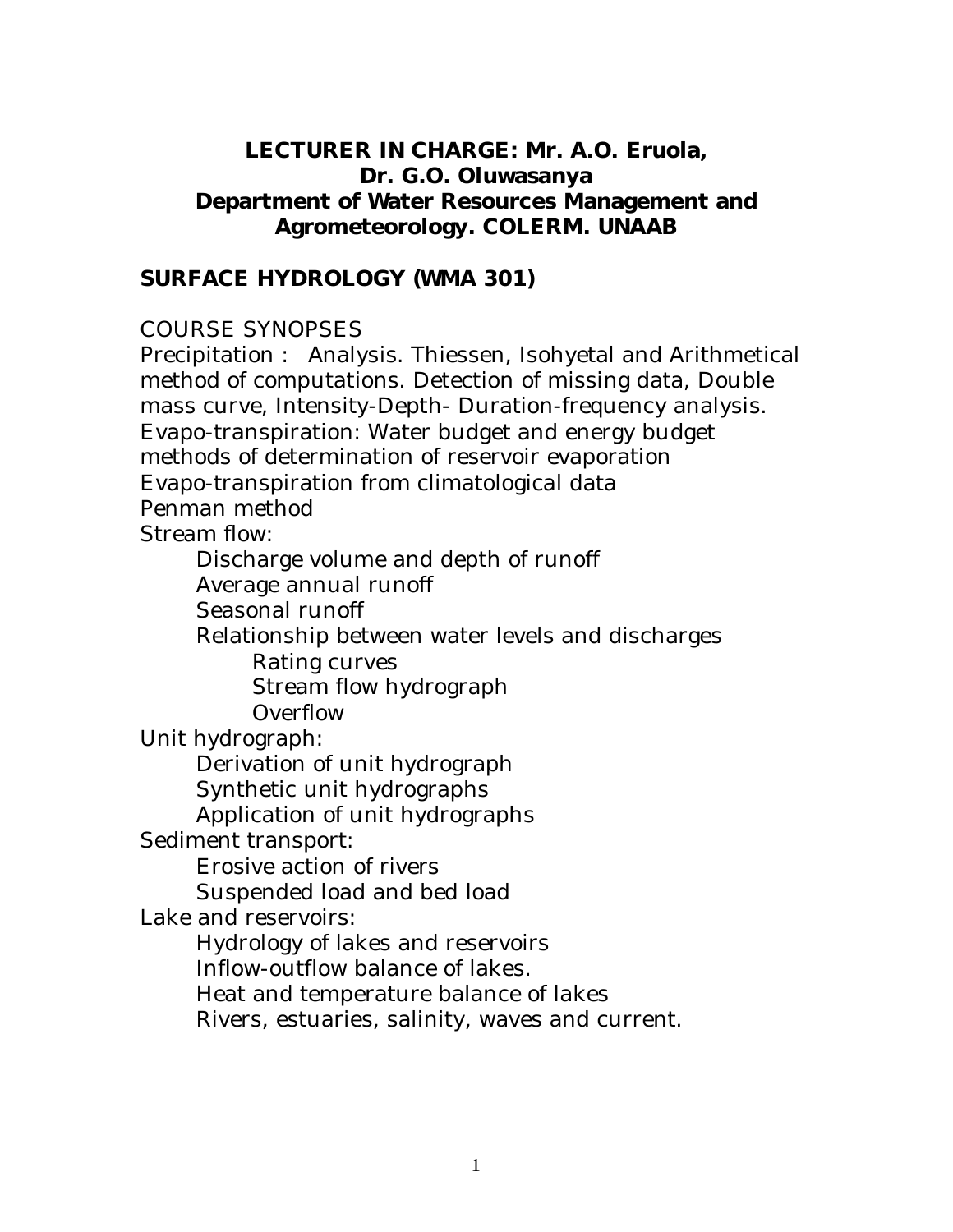**LECTURER IN CHARGE: Mr. A.O. Eruola,**
**Dr. G.O. Oluwasanya**
**Department of Water Resources Management and Agrometeorology. COLERM. UNAAB**

## SURFACE HYDROLOGY (WMA 301)

COURSE SYNOPSES

Precipitation : Analysis. Thiessen, Isohyetal and Arithmetical method of computations. Detection of missing data, Double mass curve, Intensity-Depth- Duration-frequency analysis.

Evapo-transpiration: Water budget and energy budget methods of determination of reservoir evaporation

Evapo-transpiration from climatological data

Penman method

Stream flow:

- Discharge volume and depth of runoff
- Average annual runoff
- Seasonal runoff
- Relationship between water levels and discharges
  - Rating curves
  - Stream flow hydrograph
  - Overflow

Unit hydrograph:

- Derivation of unit hydrograph
- Synthetic unit hydrographs
- Application of unit hydrographs

Sediment transport:

- Erosive action of rivers
- Suspended load and bed load

Lake and reservoirs:

- Hydrology of lakes and reservoirs
- Inflow-outflow balance of lakes.
- Heat and temperature balance of lakes
- Rivers, estuaries, salinity, waves and current.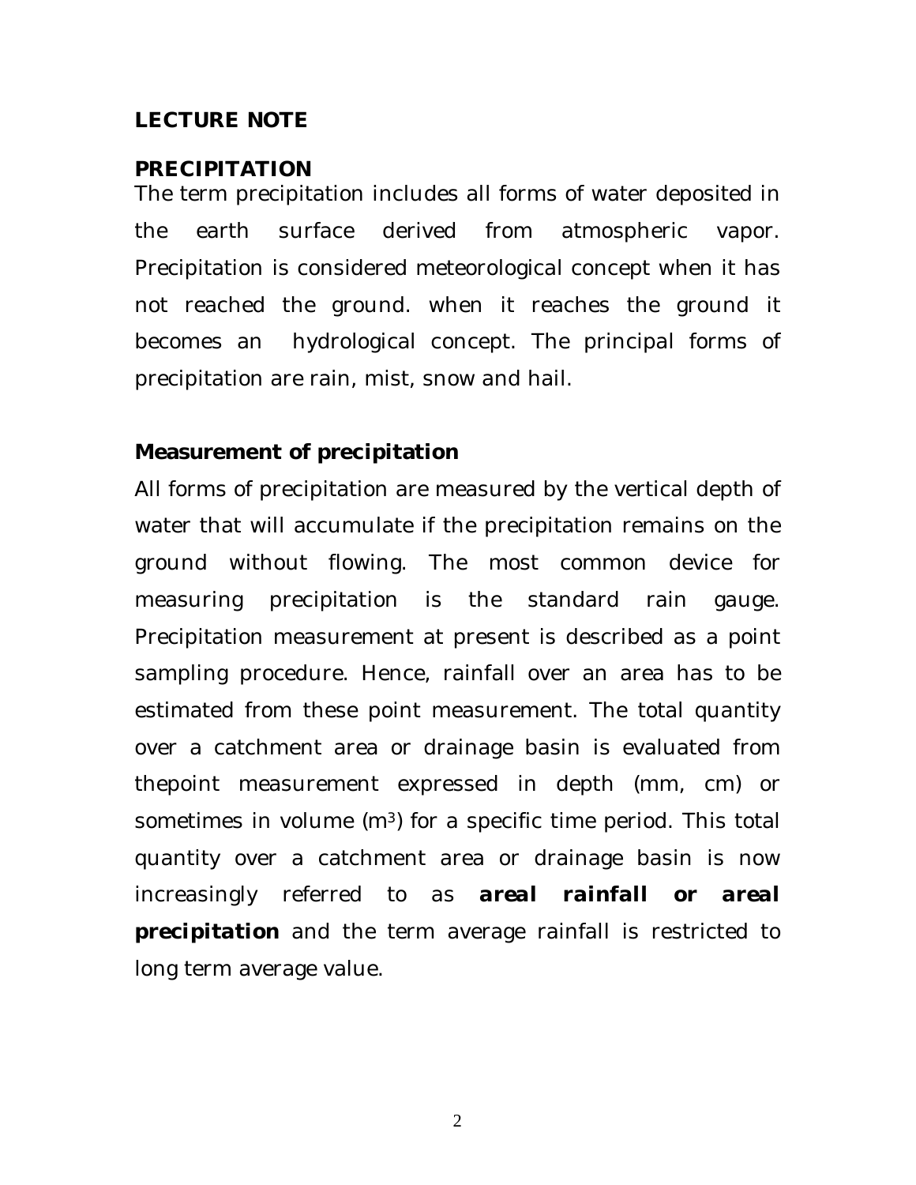**LECTURE NOTE**

**PRECIPITATION**

The term precipitation includes all forms of water deposited in the earth surface derived from atmospheric vapor. Precipitation is considered meteorological concept when it has not reached the ground. when it reaches the ground it becomes an hydrological concept. The principal forms of precipitation are rain, mist, snow and hail.

**Measurement of precipitation**

All forms of precipitation are measured by the vertical depth of water that will accumulate if the precipitation remains on the ground without flowing. The most common device for measuring precipitation is the standard rain gauge. Precipitation measurement at present is described as a point sampling procedure. Hence, rainfall over an area has to be estimated from these point measurement. The total quantity over a catchment area or drainage basin is evaluated from thepoint measurement expressed in depth (mm, cm) or sometimes in volume ($m^3$) for a specific time period. This total quantity over a catchment area or drainage basin is now increasingly referred to as ***areal rainfall or areal precipitation*** and the term average rainfall is restricted to long term average value.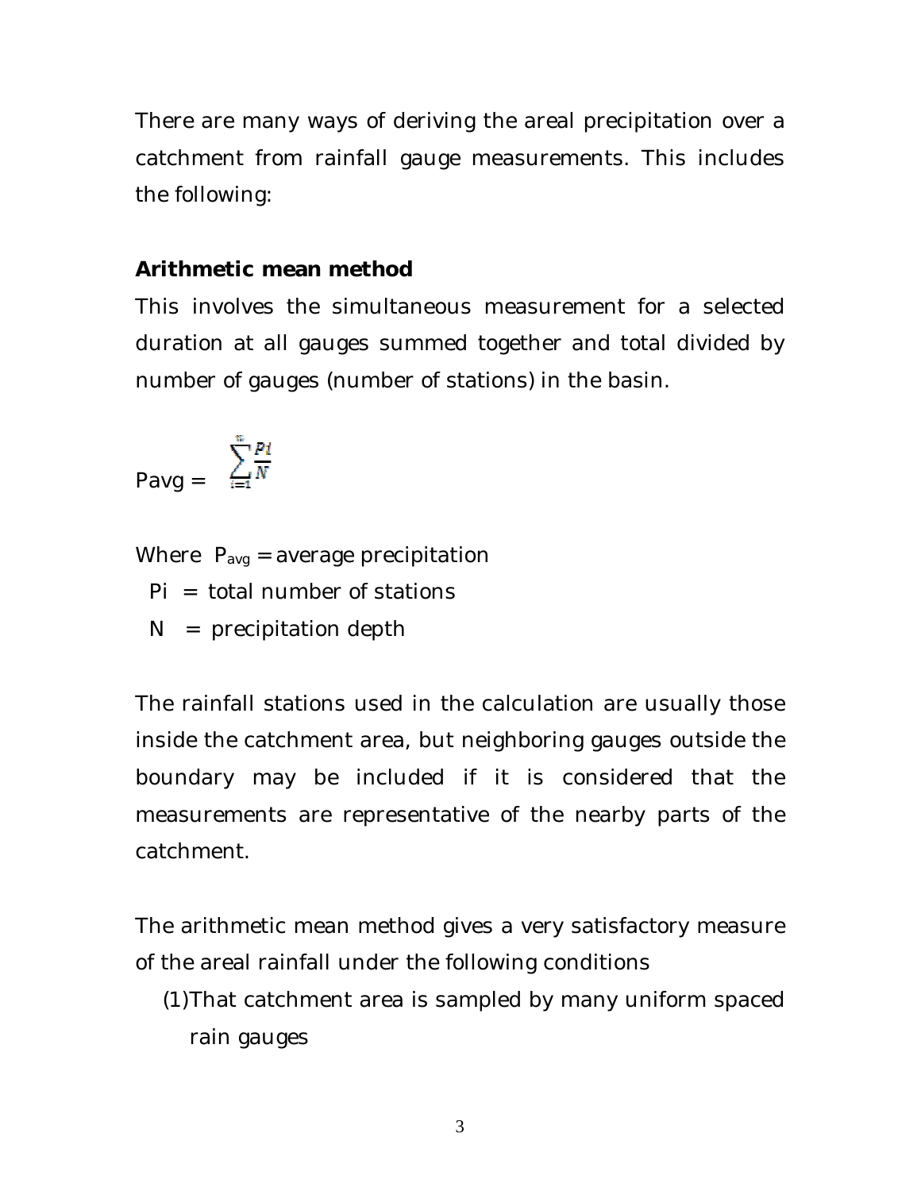There are many ways of deriving the areal precipitation over a catchment from rainfall gauge measurements. This includes the following:

**Arithmetic mean method**

This involves the simultaneous measurement for a selected duration at all gauges summed together and total divided by number of gauges (number of stations) in the basin.

$$P_{avg} = \sum_{i=1}^{n} \frac{P_i}{N}$$

Where $P_{avg}$ = average precipitation

$P_i$ = total number of stations

$N$ = precipitation depth

The rainfall stations used in the calculation are usually those inside the catchment area, but neighboring gauges outside the boundary may be included if it is considered that the measurements are representative of the nearby parts of the catchment.

The arithmetic mean method gives a very satisfactory measure of the areal rainfall under the following conditions

(1) That catchment area is sampled by many uniform spaced rain gauges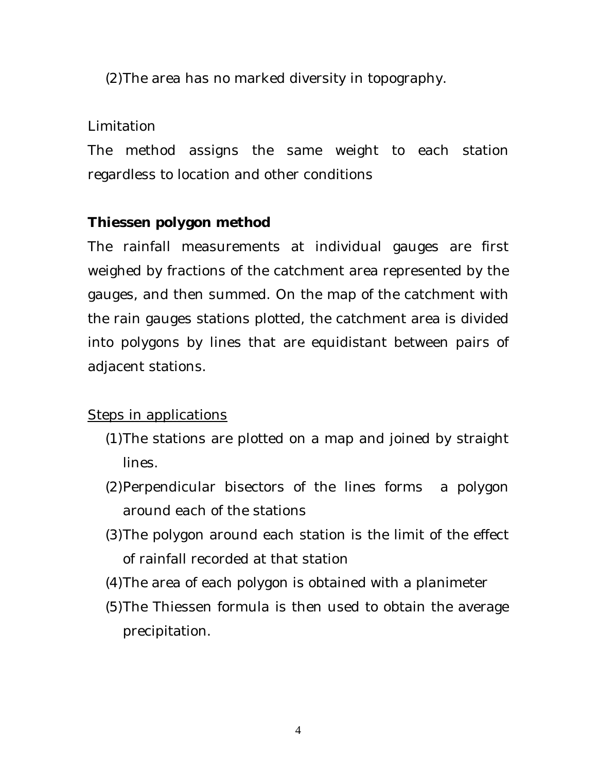(2)The area has no marked diversity in topography.

Limitation

The method assigns the same weight to each station regardless to location and other conditions

**Thiessen polygon method**

The rainfall measurements at individual gauges are first weighed by fractions of the catchment area represented by the gauges, and then summed. On the map of the catchment with the rain gauges stations plotted, the catchment area is divided into polygons by lines that are equidistant between pairs of adjacent stations.

<u>Steps in applications</u>

(1)The stations are plotted on a map and joined by straight lines.

(2)Perpendicular bisectors of the lines forms a polygon around each of the stations

(3)The polygon around each station is the limit of the effect of rainfall recorded at that station

(4)The area of each polygon is obtained with a planimeter

(5)The Thiessen formula is then used to obtain the average precipitation.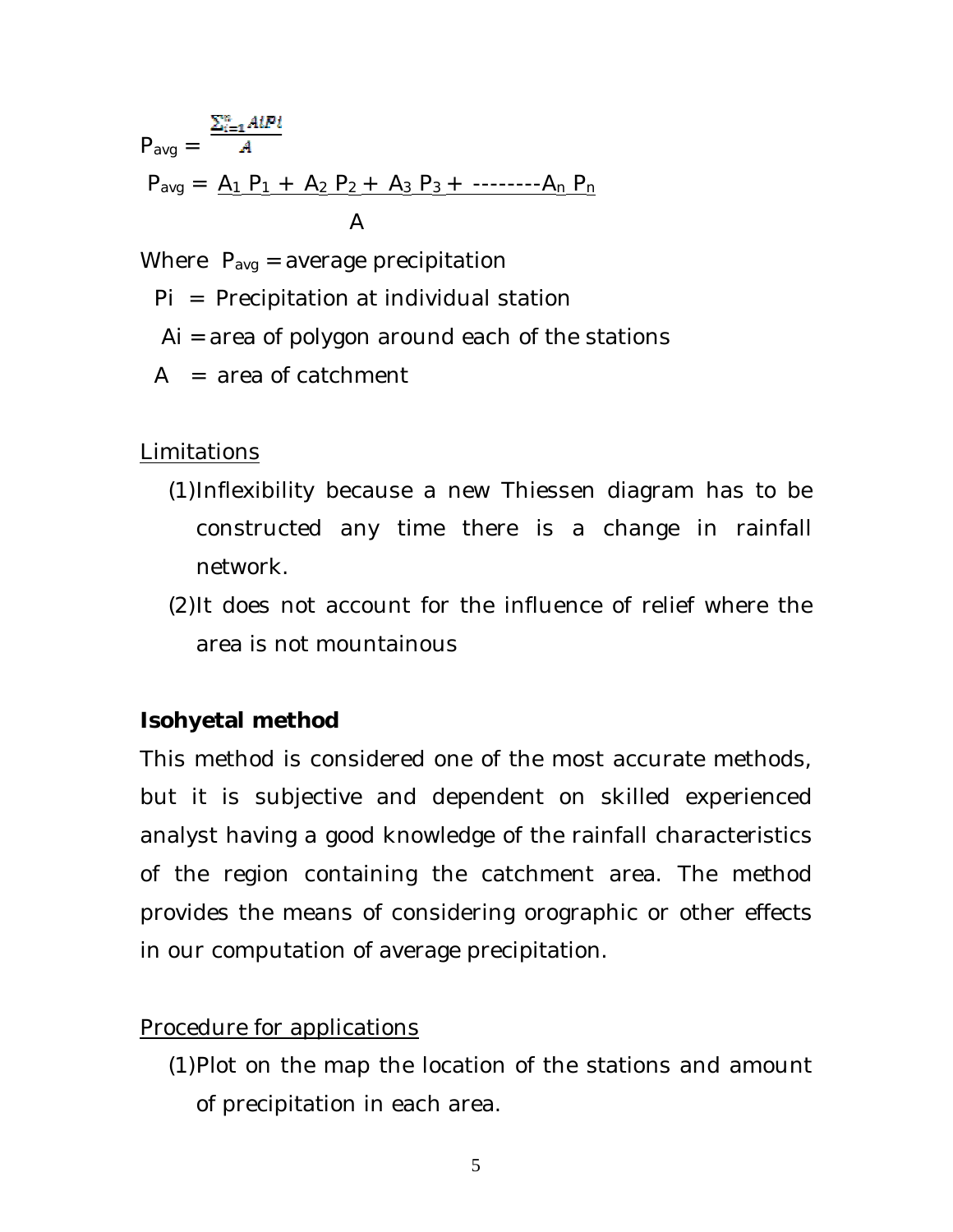$$P_{avg} = \frac{\sum_{i=1}^{n} A_i P_i}{A}$$

$$P_{avg} = \frac{A_1 P_1 + A_2 P_2 + A_3 P_3 + \text{--------} A_n P_n}{A}$$

Where $P_{avg}$ = average precipitation

$P_i$ = Precipitation at individual station

$A_i$ = area of polygon around each of the stations

$A$ = area of catchment

Limitations

(1) Inflexibility because a new Thiessen diagram has to be constructed any time there is a change in rainfall network.

(2) It does not account for the influence of relief where the area is not mountainous

**Isohyetal method**

This method is considered one of the most accurate methods, but it is subjective and dependent on skilled experienced analyst having a good knowledge of the rainfall characteristics of the region containing the catchment area. The method provides the means of considering orographic or other effects in our computation of average precipitation.

Procedure for applications

(1) Plot on the map the location of the stations and amount of precipitation in each area.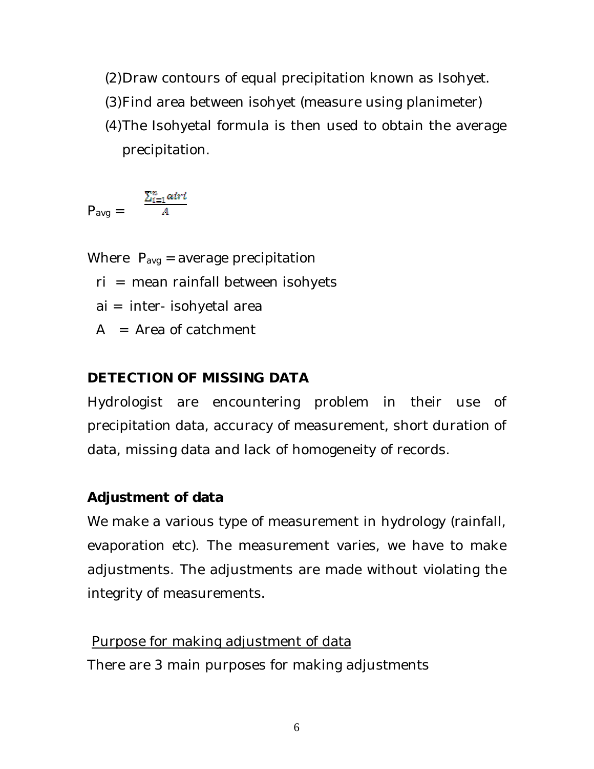(2)Draw contours of equal precipitation known as Isohyet.

(3)Find area between isohyet (measure using planimeter)

(4)The Isohyetal formula is then used to obtain the average precipitation.

$$P_{avg} = \frac{\sum_{i=1}^{n} a_i r_i}{A}$$

Where $P_{avg}$ = average precipitation

$r_i$ = mean rainfall between isohyets

$a_i$ = inter- isohyetal area

$A$ = Area of catchment

**DETECTION OF MISSING DATA**

Hydrologist are encountering problem in their use of precipitation data, accuracy of measurement, short duration of data, missing data and lack of homogeneity of records.

**Adjustment of data**

We make a various type of measurement in hydrology (rainfall, evaporation etc). The measurement varies, we have to make adjustments. The adjustments are made without violating the integrity of measurements.

Purpose for making adjustment of data

There are 3 main purposes for making adjustments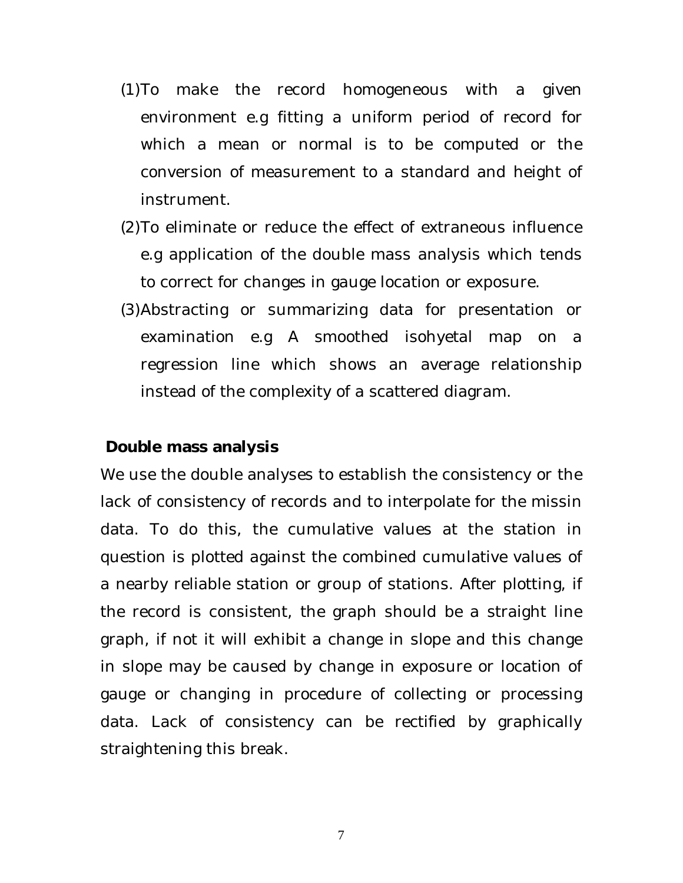(1)To make the record homogeneous with a given environment e.g fitting a uniform period of record for which a mean or normal is to be computed or the conversion of measurement to a standard and height of instrument.

(2)To eliminate or reduce the effect of extraneous influence e.g application of the double mass analysis which tends to correct for changes in gauge location or exposure.

(3)Abstracting or summarizing data for presentation or examination e.g A smoothed isohyetal map on a regression line which shows an average relationship instead of the complexity of a scattered diagram.

**Double mass analysis**

We use the double analyses to establish the consistency or the lack of consistency of records and to interpolate for the missin data. To do this, the cumulative values at the station in question is plotted against the combined cumulative values of a nearby reliable station or group of stations. After plotting, if the record is consistent, the graph should be a straight line graph, if not it will exhibit a change in slope and this change in slope may be caused by change in exposure or location of gauge or changing in procedure of collecting or processing data. Lack of consistency can be rectified by graphically straightening this break.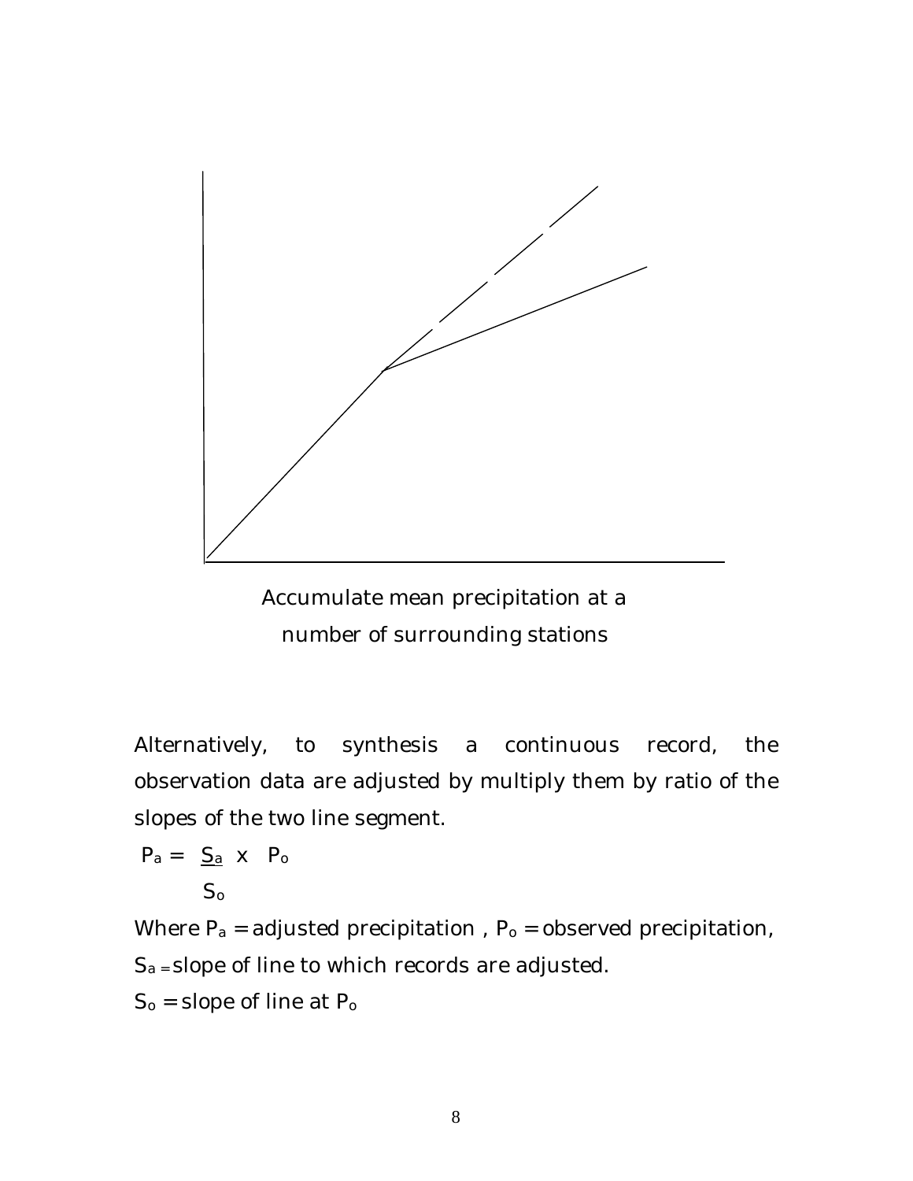Accumulate mean precipitation at a number of surrounding stations

Alternatively, to synthesis a continuous record, the observation data are adjusted by multiply them by ratio of the slopes of the two line segment.

$$P_a = \frac{S_a}{S_o} \times P_o$$

Where $P_a$ = adjusted precipitation , $P_o$ = observed precipitation,

$S_a$ = slope of line to which records are adjusted.

$S_o$ = slope of line at $P_o$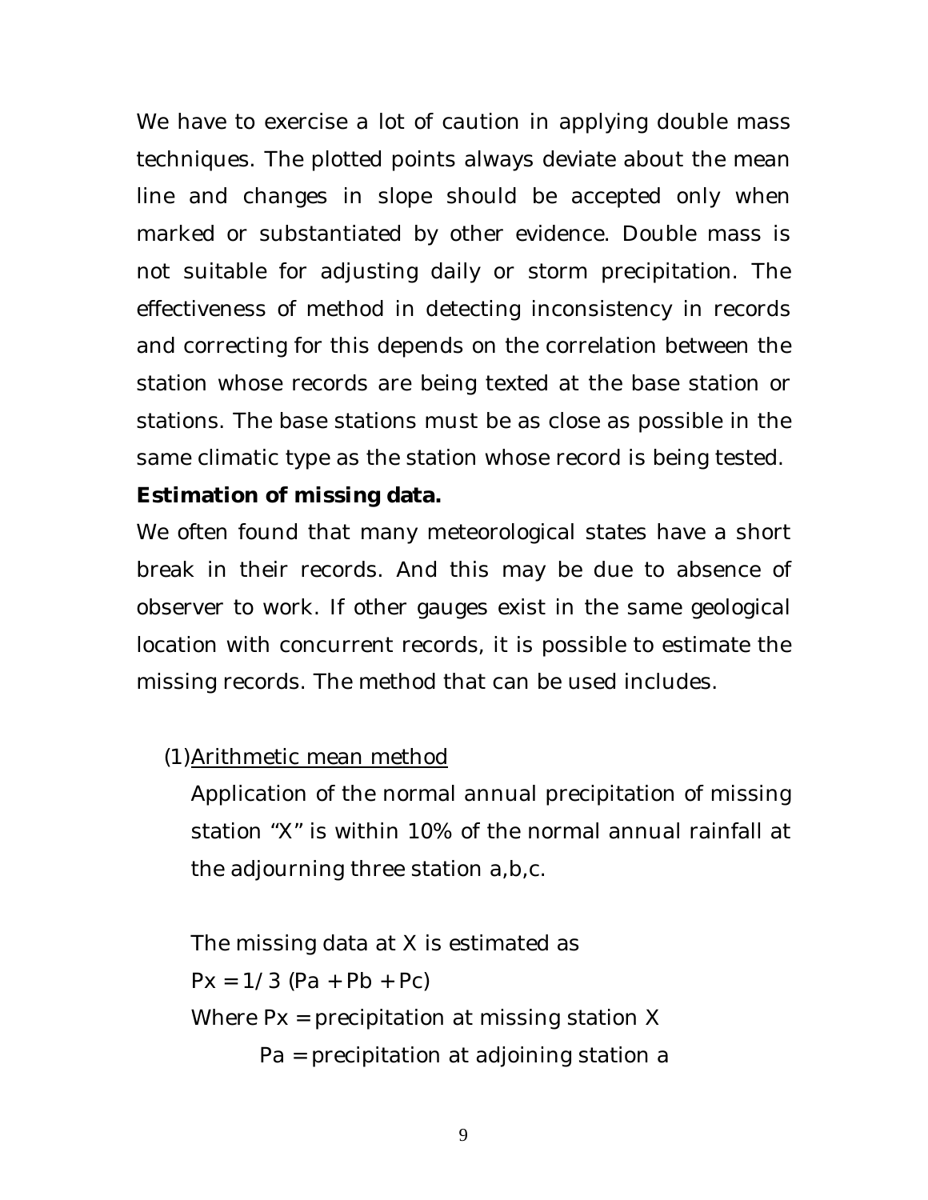We have to exercise a lot of caution in applying double mass techniques. The plotted points always deviate about the mean line and changes in slope should be accepted only when marked or substantiated by other evidence. Double mass is not suitable for adjusting daily or storm precipitation. The effectiveness of method in detecting inconsistency in records and correcting for this depends on the correlation between the station whose records are being texted at the base station or stations. The base stations must be as close as possible in the same climatic type as the station whose record is being tested.

**Estimation of missing data.**

We often found that many meteorological states have a short break in their records. And this may be due to absence of observer to work. If other gauges exist in the same geological location with concurrent records, it is possible to estimate the missing records. The method that can be used includes.

(1) Arithmetic mean method

Application of the normal annual precipitation of missing station "X" is within 10% of the normal annual rainfall at the adjourning three station a,b,c.

The missing data at X is estimated as

$$P_x = 1/3\ (P_a + P_b + P_c)$$

Where $P_x$ = precipitation at missing station X

$P_a$ = precipitation at adjoining station a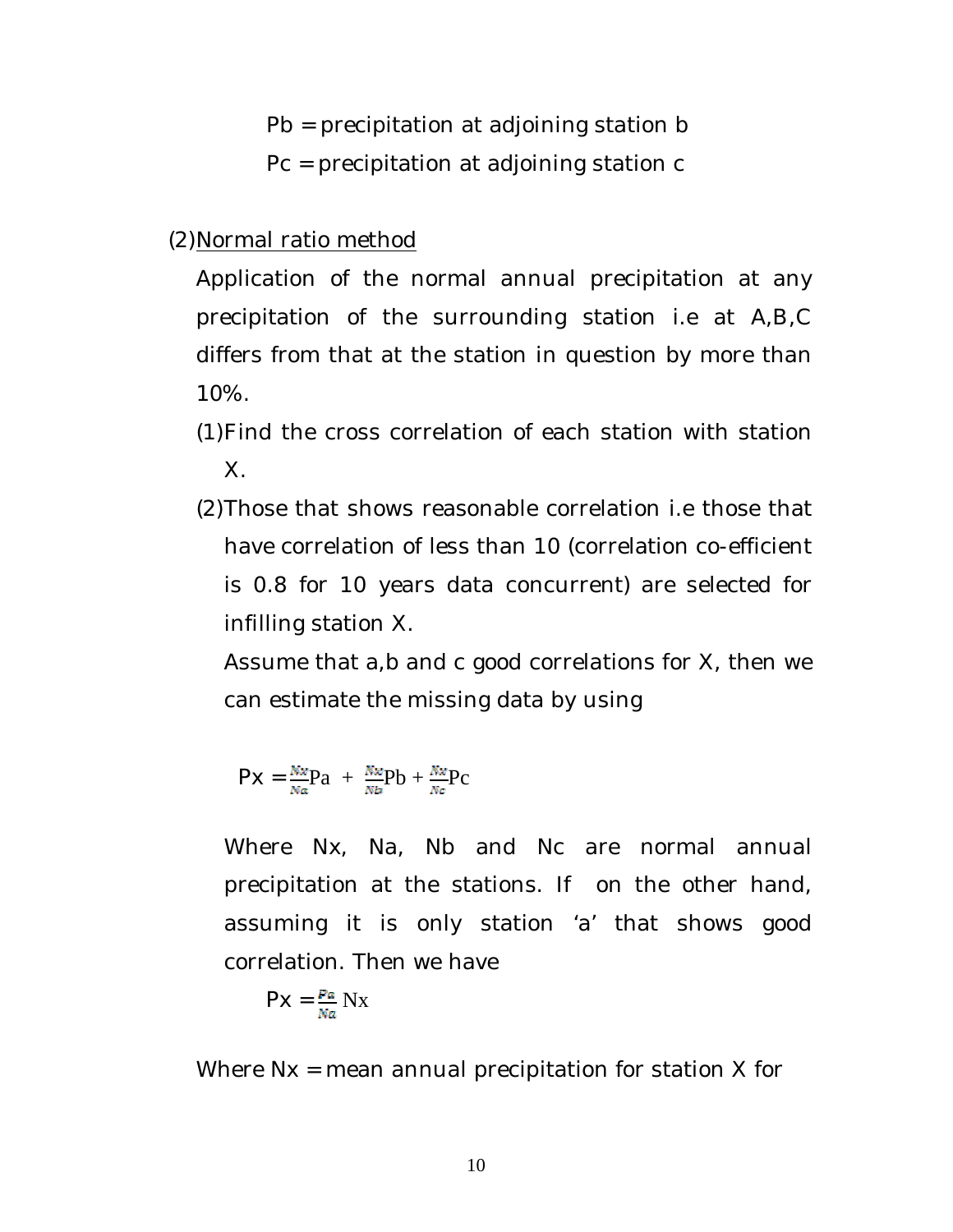$Pb$ = precipitation at adjoining station b

$Pc$ = precipitation at adjoining station c

(2) Normal ratio method

Application of the normal annual precipitation at any precipitation of the surrounding station i.e at A,B,C differs from that at the station in question by more than 10%.

(1) Find the cross correlation of each station with station X.

(2) Those that shows reasonable correlation i.e those that have correlation of less than 10 (correlation co-efficient is 0.8 for 10 years data concurrent) are selected for infilling station X.

Assume that a,b and c good correlations for X, then we can estimate the missing data by using

$$Px = \frac{Nx}{Na}Pa + \frac{Nx}{Nb}Pb + \frac{Nx}{Nc}Pc$$

Where Nx, Na, Nb and Nc are normal annual precipitation at the stations. If on the other hand, assuming it is only station 'a' that shows good correlation. Then we have

$$Px = \frac{Pa}{Na}Nx$$

Where $Nx$ = mean annual precipitation for station X for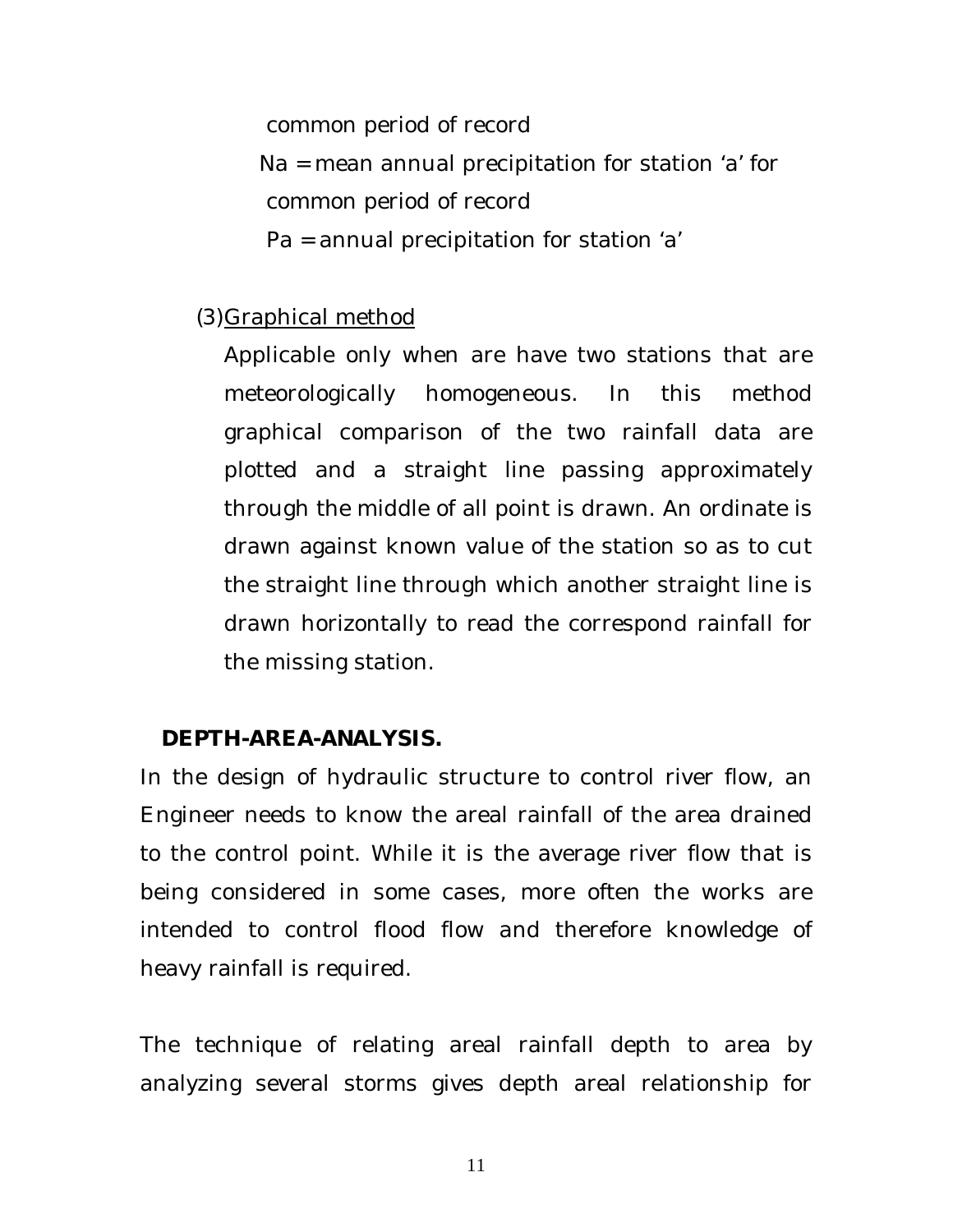common period of record

$N_a$ = mean annual precipitation for station 'a' for common period of record

$P_a$ = annual precipitation for station 'a'

(3) Graphical method

Applicable only when are have two stations that are meteorologically homogeneous. In this method graphical comparison of the two rainfall data are plotted and a straight line passing approximately through the middle of all point is drawn. An ordinate is drawn against known value of the station so as to cut the straight line through which another straight line is drawn horizontally to read the correspond rainfall for the missing station.

**DEPTH-AREA-ANALYSIS.**

In the design of hydraulic structure to control river flow, an Engineer needs to know the areal rainfall of the area drained to the control point. While it is the average river flow that is being considered in some cases, more often the works are intended to control flood flow and therefore knowledge of heavy rainfall is required.

The technique of relating areal rainfall depth to area by analyzing several storms gives depth areal relationship for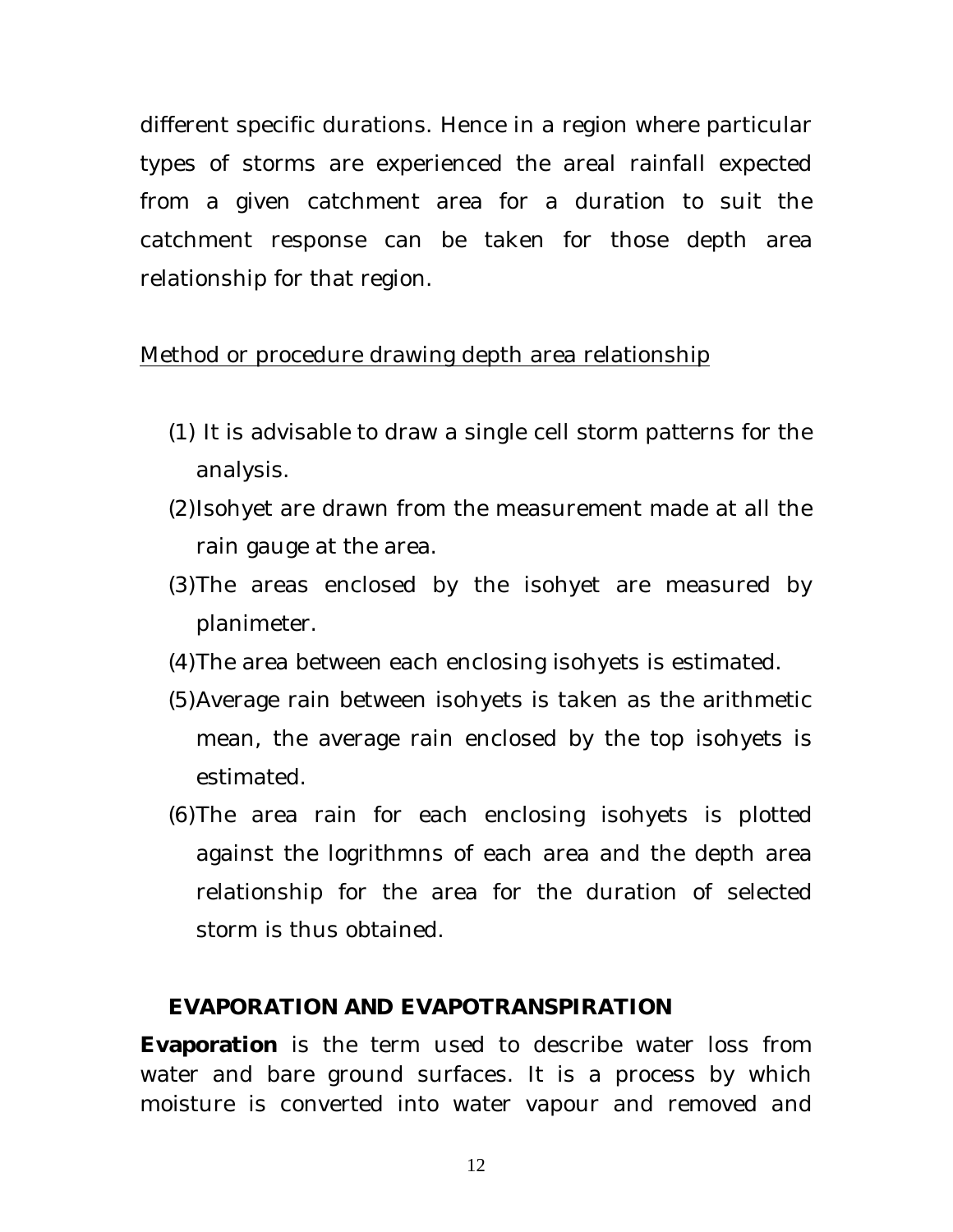different specific durations. Hence in a region where particular types of storms are experienced the areal rainfall expected from a given catchment area for a duration to suit the catchment response can be taken for those depth area relationship for that region.

<u>Method or procedure drawing depth area relationship</u>

(1) It is advisable to draw a single cell storm patterns for the analysis.

(2)Isohyet are drawn from the measurement made at all the rain gauge at the area.

(3)The areas enclosed by the isohyet are measured by planimeter.

(4)The area between each enclosing isohyets is estimated.

(5)Average rain between isohyets is taken as the arithmetic mean, the average rain enclosed by the top isohyets is estimated.

(6)The area rain for each enclosing isohyets is plotted against the logrithmns of each area and the depth area relationship for the area for the duration of selected storm is thus obtained.

## EVAPORATION AND EVAPOTRANSPIRATION

**Evaporation** is the term used to describe water loss from water and bare ground surfaces. It is a process by which moisture is converted into water vapour and removed and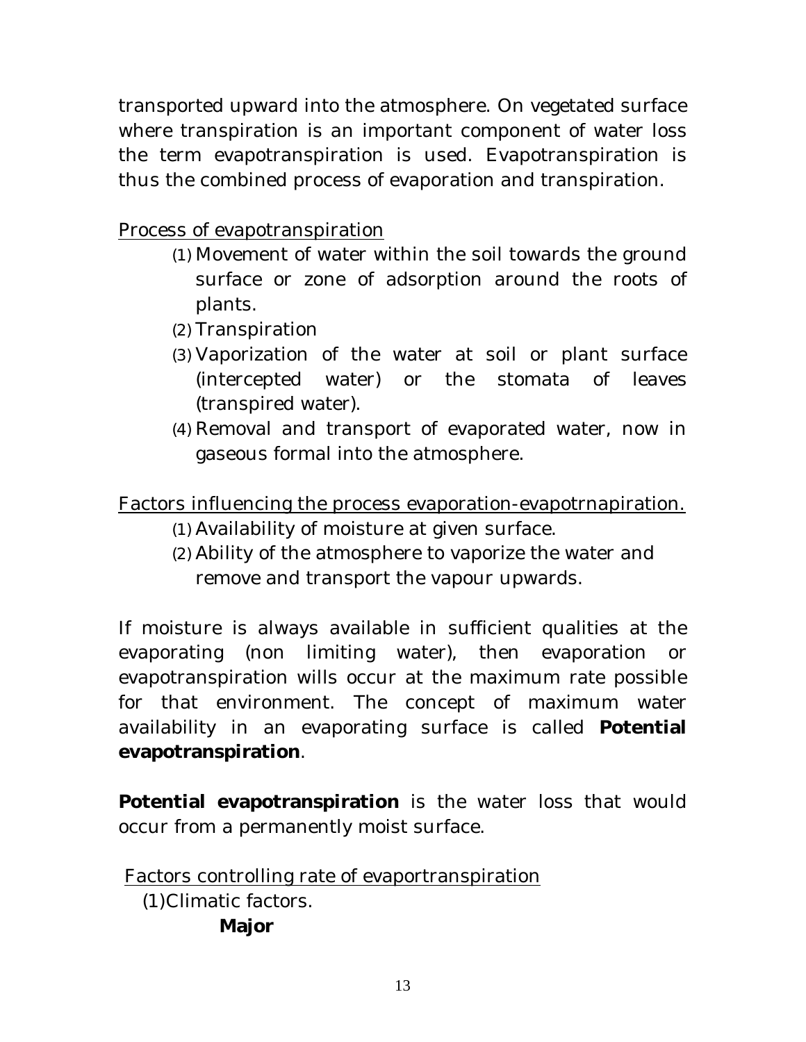transported upward into the atmosphere. On vegetated surface where transpiration is an important component of water loss the term evapotranspiration is used. Evapotranspiration is thus the combined process of evaporation and transpiration.

<u>Process of evapotranspiration</u>

(1) Movement of water within the soil towards the ground surface or zone of adsorption around the roots of plants.
(2) Transpiration
(3) Vaporization of the water at soil or plant surface (intercepted water) or the stomata of leaves (transpired water).
(4) Removal and transport of evaporated water, now in gaseous formal into the atmosphere.

<u>Factors influencing the process evaporation-evapotrnapiration.</u>

(1) Availability of moisture at given surface.
(2) Ability of the atmosphere to vaporize the water and remove and transport the vapour upwards.

If moisture is always available in sufficient qualities at the evaporating (non limiting water), then evaporation or evapotranspiration wills occur at the maximum rate possible for that environment. The concept of maximum water availability in an evaporating surface is called **Potential evapotranspiration**.

**Potential evapotranspiration** is the water loss that would occur from a permanently moist surface.

<u>Factors controlling rate of evaportranspiration</u>

(1)Climatic factors.

**Major**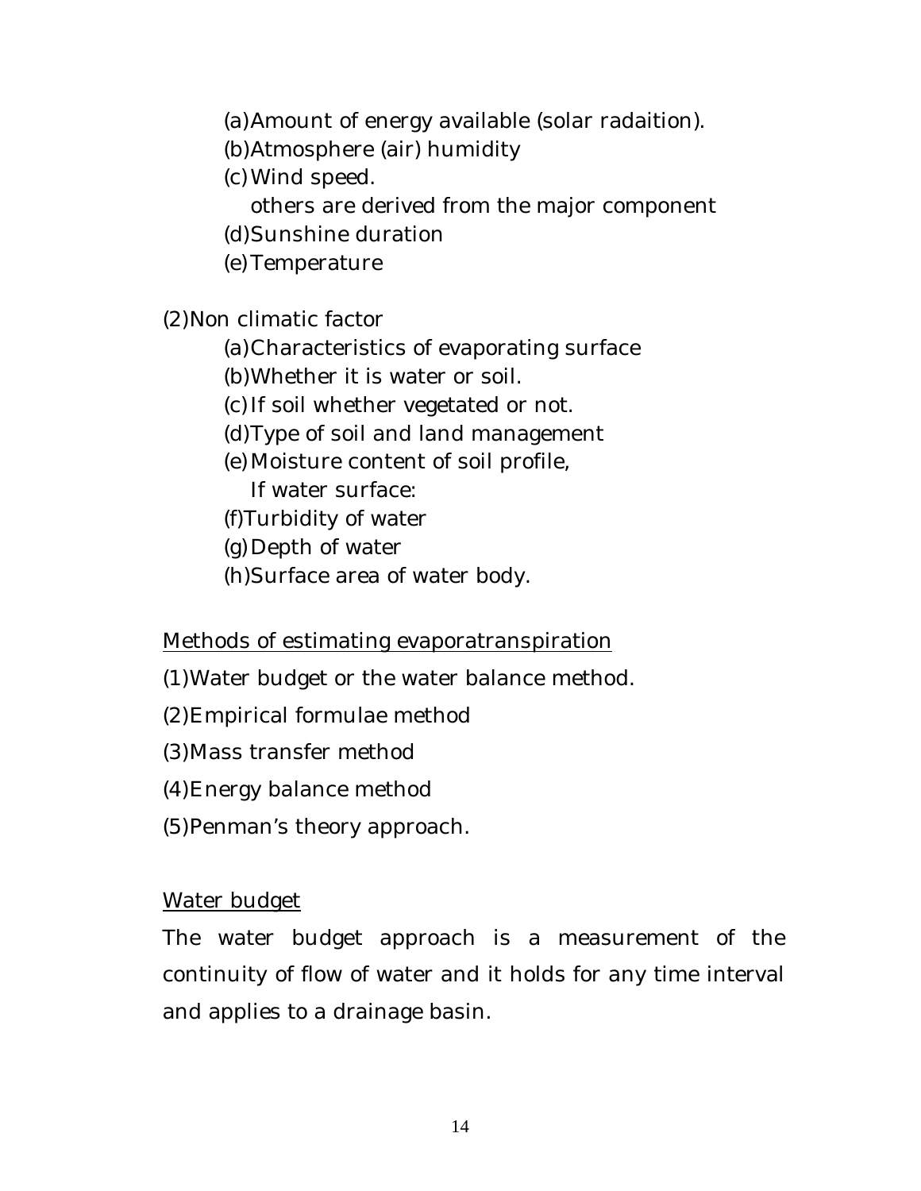(a) Amount of energy available (solar radaition).

(b) Atmosphere (air) humidity

(c) Wind speed.

others are derived from the major component

(d) Sunshine duration

(e) Temperature

(2) Non climatic factor

(a) Characteristics of evaporating surface

(b) Whether it is water or soil.

(c) If soil whether vegetated or not.

(d) Type of soil and land management

(e) Moisture content of soil profile,

If water surface:

(f) Turbidity of water

(g) Depth of water

(h) Surface area of water body.

<u>Methods of estimating evaporatranspiration</u>

(1) Water budget or the water balance method.

(2) Empirical formulae method

(3) Mass transfer method

(4) Energy balance method

(5) Penman's theory approach.

<u>Water budget</u>

The water budget approach is a measurement of the continuity of flow of water and it holds for any time interval and applies to a drainage basin.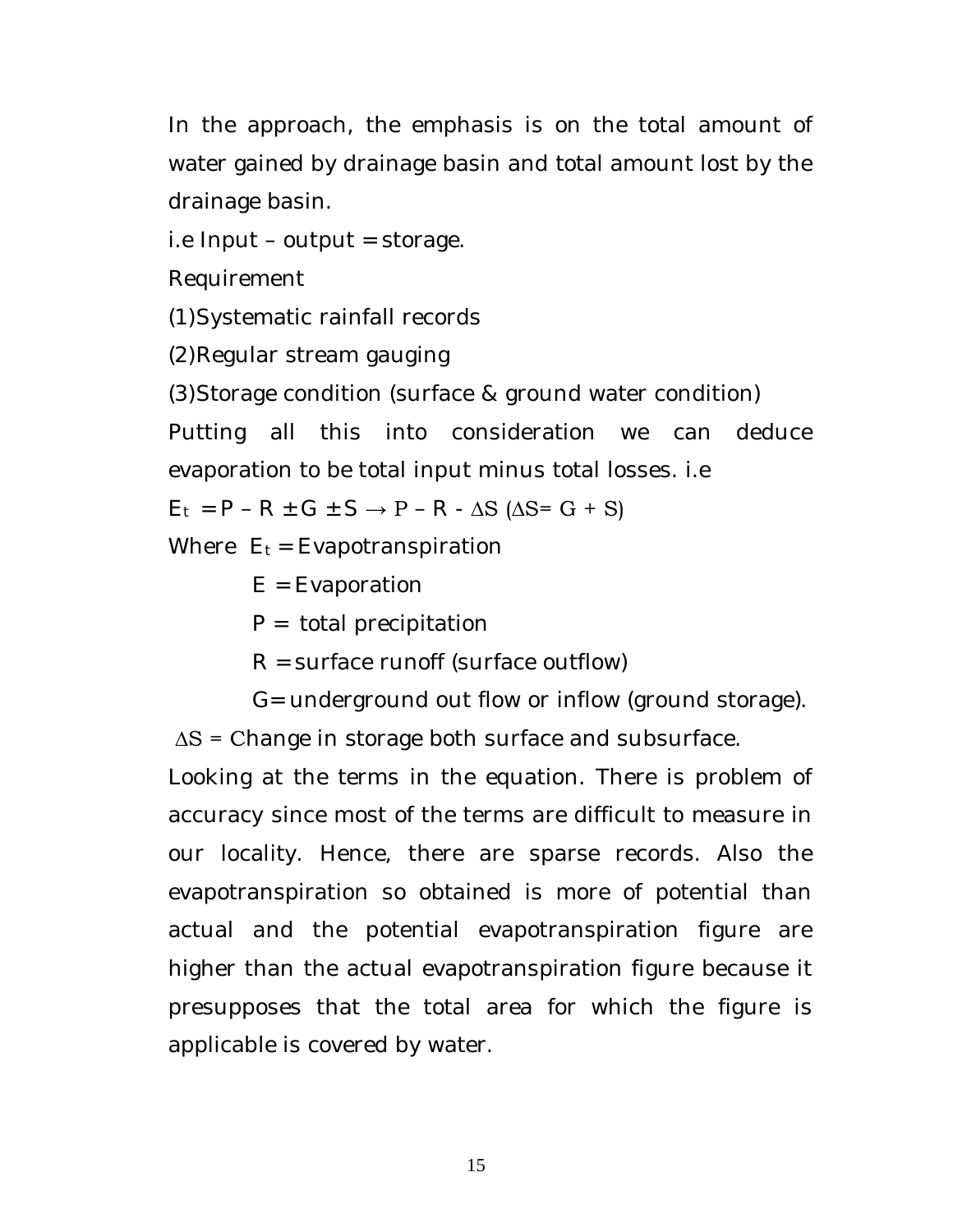In the approach, the emphasis is on the total amount of water gained by drainage basin and total amount lost by the drainage basin.

i.e Input – output = storage.

Requirement

(1)Systematic rainfall records

(2)Regular stream gauging

(3)Storage condition (surface & ground water condition)

Putting all this into consideration we can deduce evaporation to be total input minus total losses. i.e

$E_t = P - R \pm G \pm S \rightarrow P - R - \Delta S \; (\Delta S = G + S)$

Where $E_t$ = Evapotranspiration

$E$ = Evaporation

$P$ = total precipitation

$R$ = surface runoff (surface outflow)

$G$= underground out flow or inflow (ground storage).

$\Delta S$ = Change in storage both surface and subsurface.

Looking at the terms in the equation. There is problem of accuracy since most of the terms are difficult to measure in our locality. Hence, there are sparse records. Also the evapotranspiration so obtained is more of potential than actual and the potential evapotranspiration figure are higher than the actual evapotranspiration figure because it presupposes that the total area for which the figure is applicable is covered by water.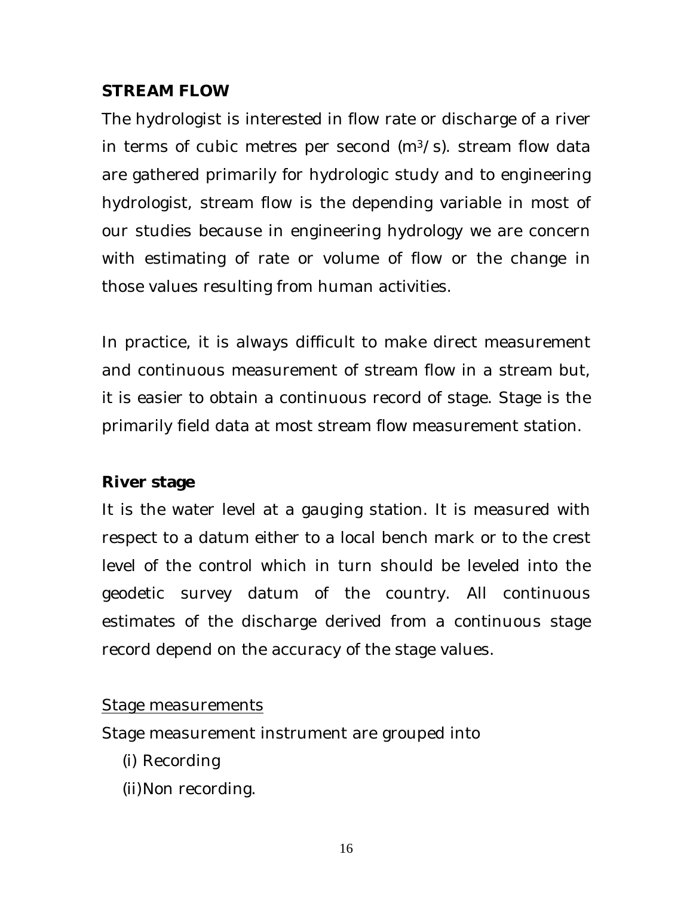## STREAM FLOW

The hydrologist is interested in flow rate or discharge of a river in terms of cubic metres per second ($m^3/s$). stream flow data are gathered primarily for hydrologic study and to engineering hydrologist, stream flow is the depending variable in most of our studies because in engineering hydrology we are concern with estimating of rate or volume of flow or the change in those values resulting from human activities.

In practice, it is always difficult to make direct measurement and continuous measurement of stream flow in a stream but, it is easier to obtain a continuous record of stage. Stage is the primarily field data at most stream flow measurement station.

### River stage

It is the water level at a gauging station. It is measured with respect to a datum either to a local bench mark or to the crest level of the control which in turn should be leveled into the geodetic survey datum of the country. All continuous estimates of the discharge derived from a continuous stage record depend on the accuracy of the stage values.

<u>Stage measurements</u>

Stage measurement instrument are grouped into

(i) Recording

(ii)Non recording.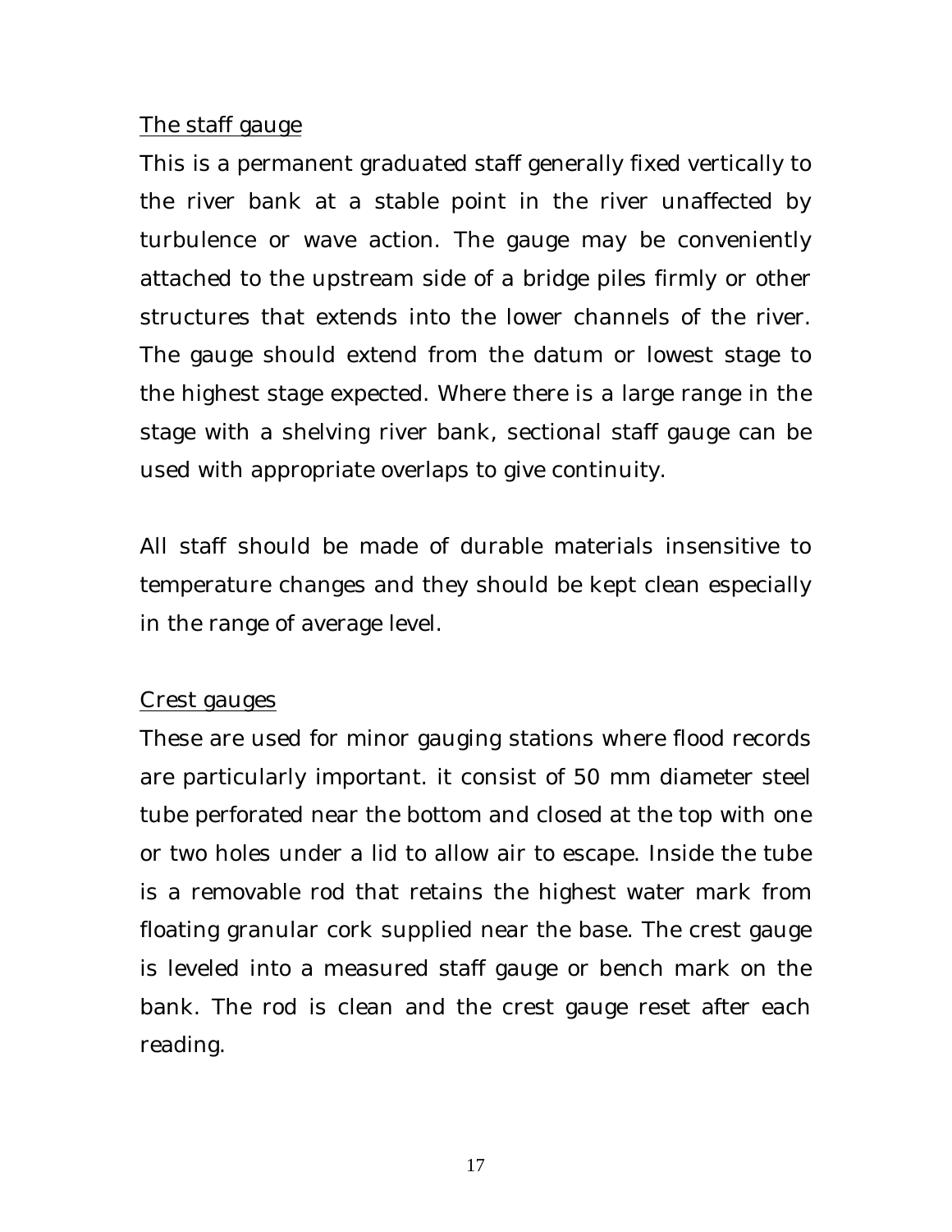The staff gauge

This is a permanent graduated staff generally fixed vertically to the river bank at a stable point in the river unaffected by turbulence or wave action. The gauge may be conveniently attached to the upstream side of a bridge piles firmly or other structures that extends into the lower channels of the river. The gauge should extend from the datum or lowest stage to the highest stage expected. Where there is a large range in the stage with a shelving river bank, sectional staff gauge can be used with appropriate overlaps to give continuity.

All staff should be made of durable materials insensitive to temperature changes and they should be kept clean especially in the range of average level.

Crest gauges

These are used for minor gauging stations where flood records are particularly important. it consist of 50 mm diameter steel tube perforated near the bottom and closed at the top with one or two holes under a lid to allow air to escape. Inside the tube is a removable rod that retains the highest water mark from floating granular cork supplied near the base. The crest gauge is leveled into a measured staff gauge or bench mark on the bank. The rod is clean and the crest gauge reset after each reading.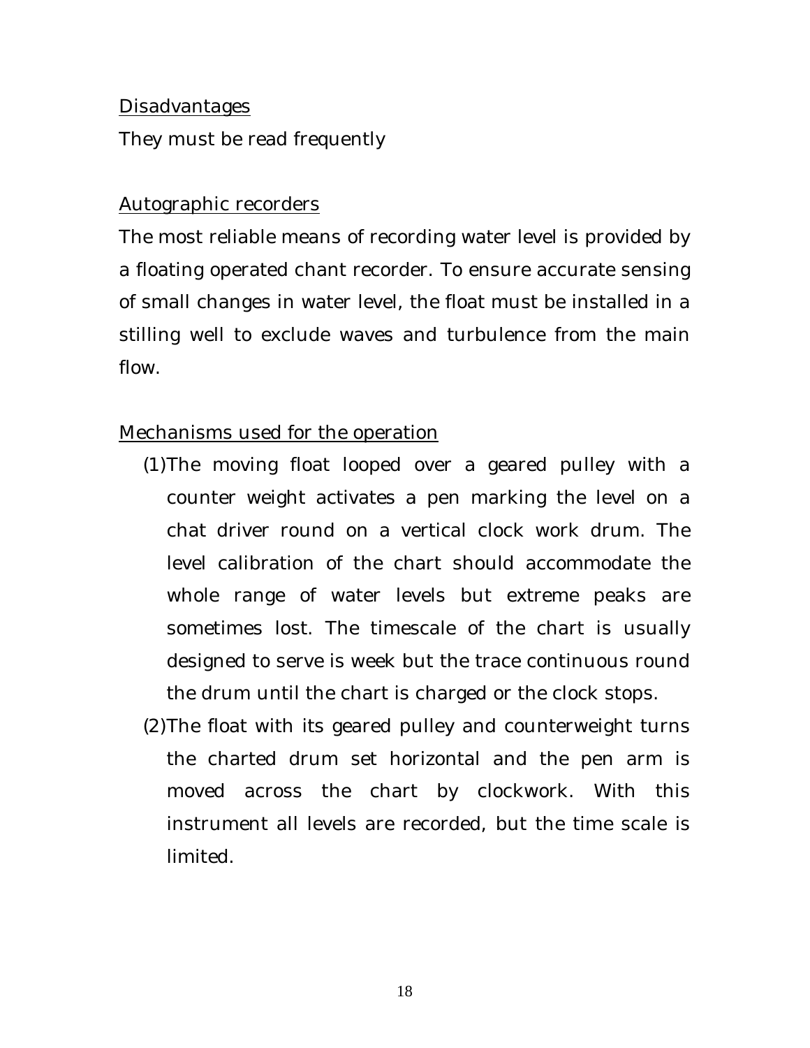<u>Disadvantages</u>

They must be read frequently

<u>Autographic recorders</u>

The most reliable means of recording water level is provided by a floating operated chant recorder. To ensure accurate sensing of small changes in water level, the float must be installed in a stilling well to exclude waves and turbulence from the main flow.

<u>Mechanisms used for the operation</u>

(1)The moving float looped over a geared pulley with a counter weight activates a pen marking the level on a chat driver round on a vertical clock work drum. The level calibration of the chart should accommodate the whole range of water levels but extreme peaks are sometimes lost. The timescale of the chart is usually designed to serve is week but the trace continuous round the drum until the chart is charged or the clock stops.

(2)The float with its geared pulley and counterweight turns the charted drum set horizontal and the pen arm is moved across the chart by clockwork. With this instrument all levels are recorded, but the time scale is limited.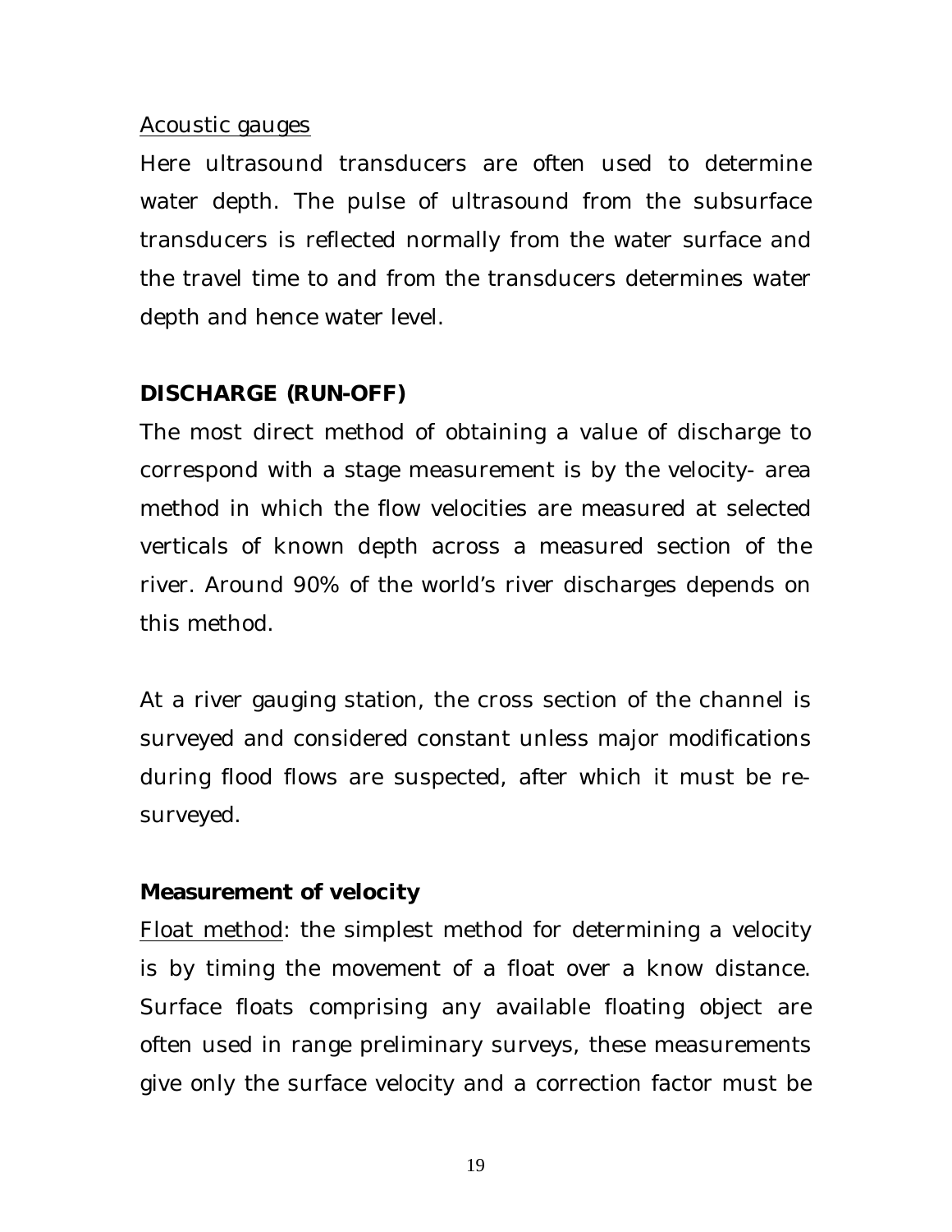Acoustic gauges

Here ultrasound transducers are often used to determine water depth. The pulse of ultrasound from the subsurface transducers is reflected normally from the water surface and the travel time to and from the transducers determines water depth and hence water level.

## DISCHARGE (RUN-OFF)

The most direct method of obtaining a value of discharge to correspond with a stage measurement is by the velocity- area method in which the flow velocities are measured at selected verticals of known depth across a measured section of the river. Around 90% of the world's river discharges depends on this method.

At a river gauging station, the cross section of the channel is surveyed and considered constant unless major modifications during flood flows are suspected, after which it must be re-surveyed.

### Measurement of velocity

Float method: the simplest method for determining a velocity is by timing the movement of a float over a know distance. Surface floats comprising any available floating object are often used in range preliminary surveys, these measurements give only the surface velocity and a correction factor must be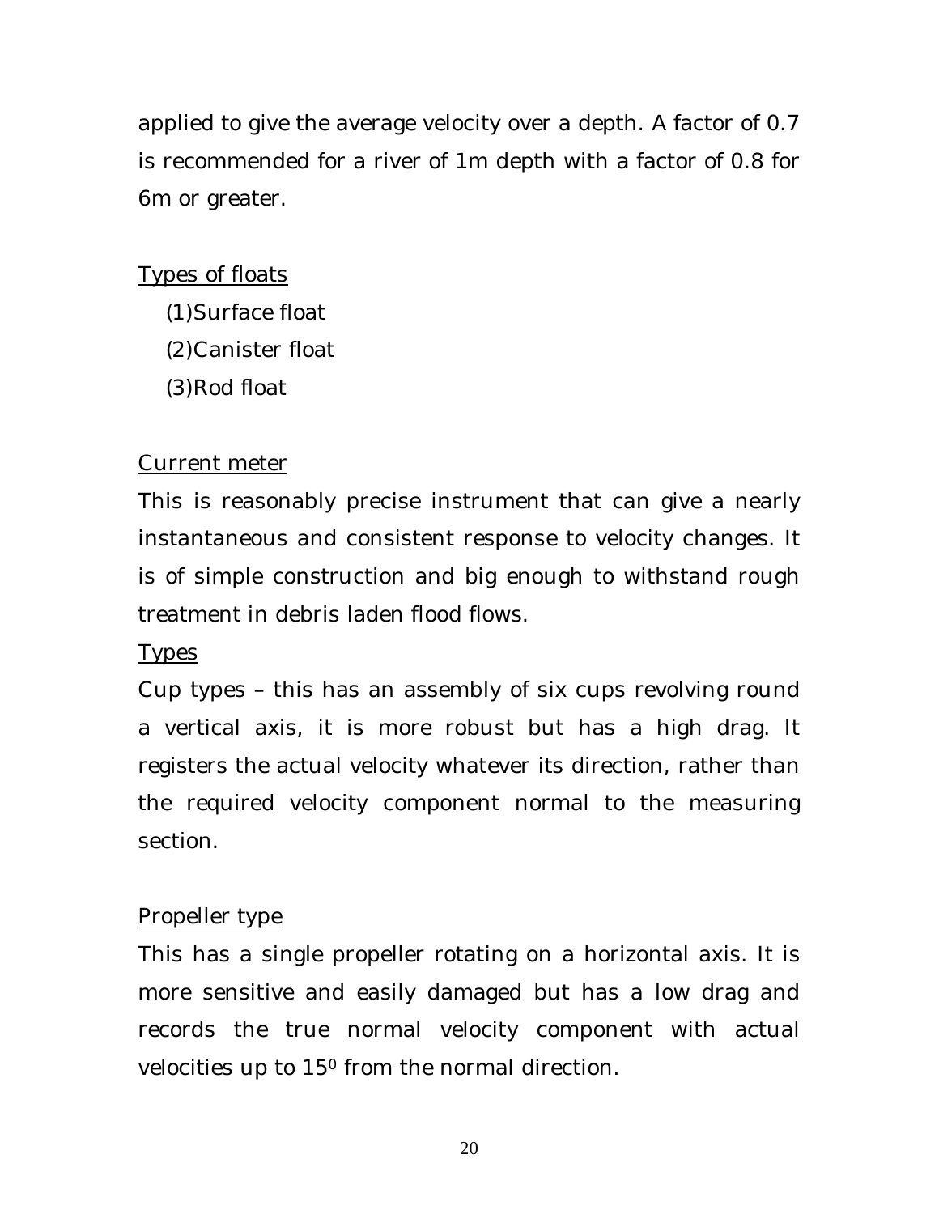applied to give the average velocity over a depth. A factor of 0.7 is recommended for a river of 1m depth with a factor of 0.8 for 6m or greater.

<u>Types of floats</u>

(1)Surface float
(2)Canister float
(3)Rod float

<u>Current meter</u>

This is reasonably precise instrument that can give a nearly instantaneous and consistent response to velocity changes. It is of simple construction and big enough to withstand rough treatment in debris laden flood flows.

<u>Types</u>

Cup types – this has an assembly of six cups revolving round a vertical axis, it is more robust but has a high drag. It registers the actual velocity whatever its direction, rather than the required velocity component normal to the measuring section.

<u>Propeller type</u>

This has a single propeller rotating on a horizontal axis. It is more sensitive and easily damaged but has a low drag and records the true normal velocity component with actual velocities up to $15^0$ from the normal direction.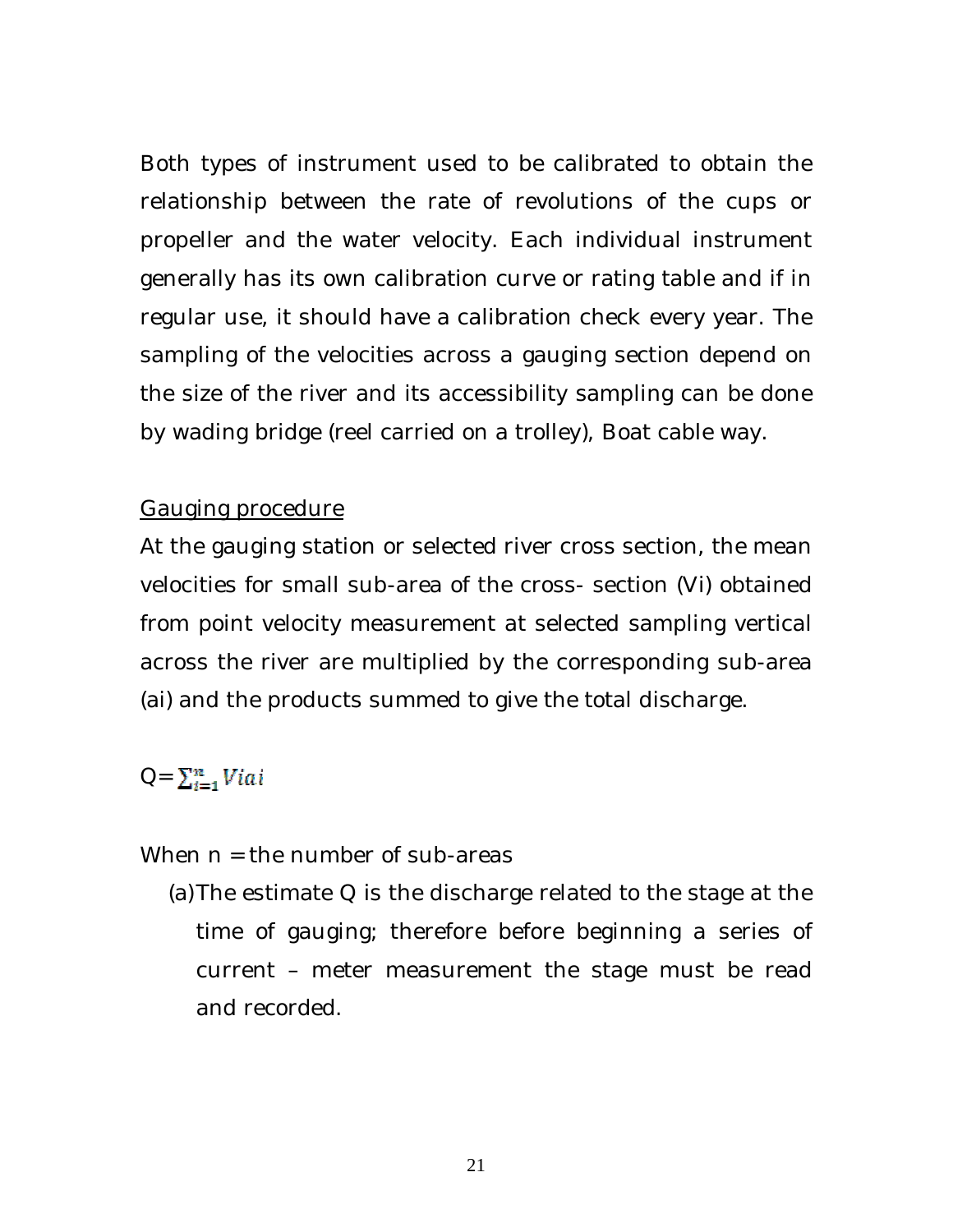Both types of instrument used to be calibrated to obtain the relationship between the rate of revolutions of the cups or propeller and the water velocity. Each individual instrument generally has its own calibration curve or rating table and if in regular use, it should have a calibration check every year. The sampling of the velocities across a gauging section depend on the size of the river and its accessibility sampling can be done by wading bridge (reel carried on a trolley), Boat cable way.

<u>Gauging procedure</u>

At the gauging station or selected river cross section, the mean velocities for small sub-area of the cross- section (Vi) obtained from point velocity measurement at selected sampling vertical across the river are multiplied by the corresponding sub-area (ai) and the products summed to give the total discharge.

$$Q = \sum_{i=1}^{n} V_i a_i$$

When n = the number of sub-areas

(a) The estimate Q is the discharge related to the stage at the time of gauging; therefore before beginning a series of current – meter measurement the stage must be read and recorded.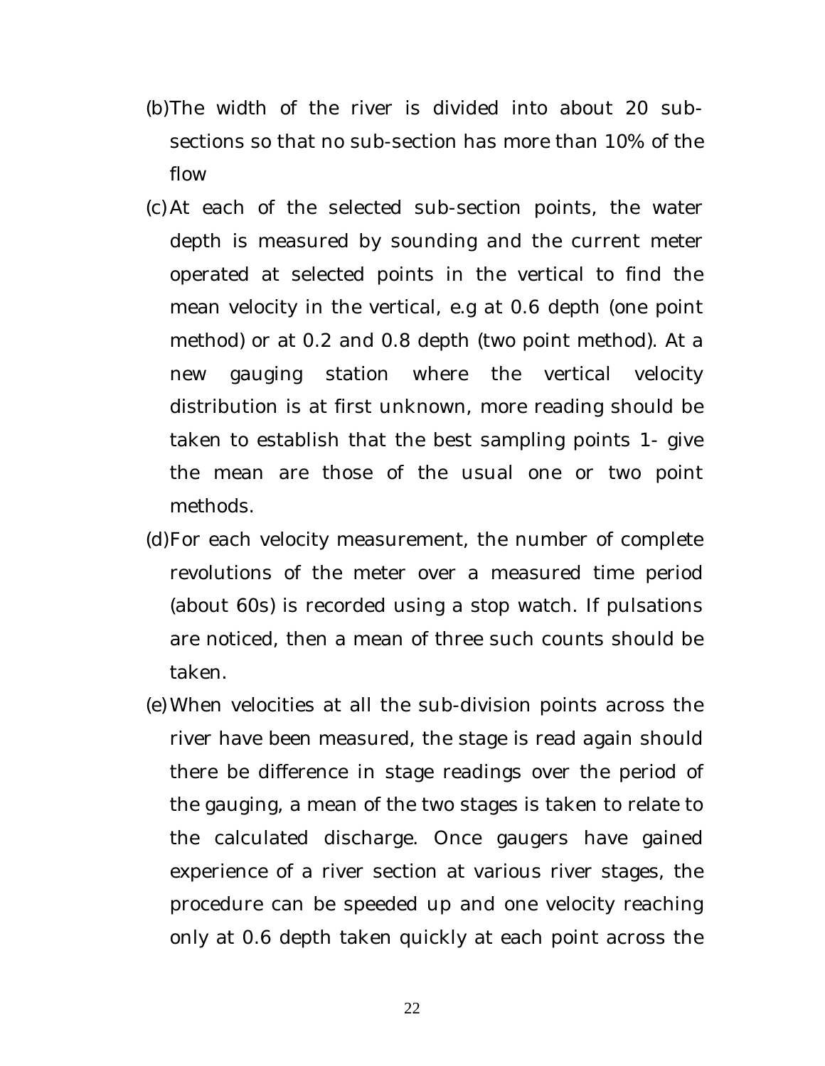(b) The width of the river is divided into about 20 sub-sections so that no sub-section has more than 10% of the flow

(c) At each of the selected sub-section points, the water depth is measured by sounding and the current meter operated at selected points in the vertical to find the mean velocity in the vertical, e.g at 0.6 depth (one point method) or at 0.2 and 0.8 depth (two point method). At a new gauging station where the vertical velocity distribution is at first unknown, more reading should be taken to establish that the best sampling points 1- give the mean are those of the usual one or two point methods.

(d) For each velocity measurement, the number of complete revolutions of the meter over a measured time period (about 60s) is recorded using a stop watch. If pulsations are noticed, then a mean of three such counts should be taken.

(e) When velocities at all the sub-division points across the river have been measured, the stage is read again should there be difference in stage readings over the period of the gauging, a mean of the two stages is taken to relate to the calculated discharge. Once gaugers have gained experience of a river section at various river stages, the procedure can be speeded up and one velocity reaching only at 0.6 depth taken quickly at each point across the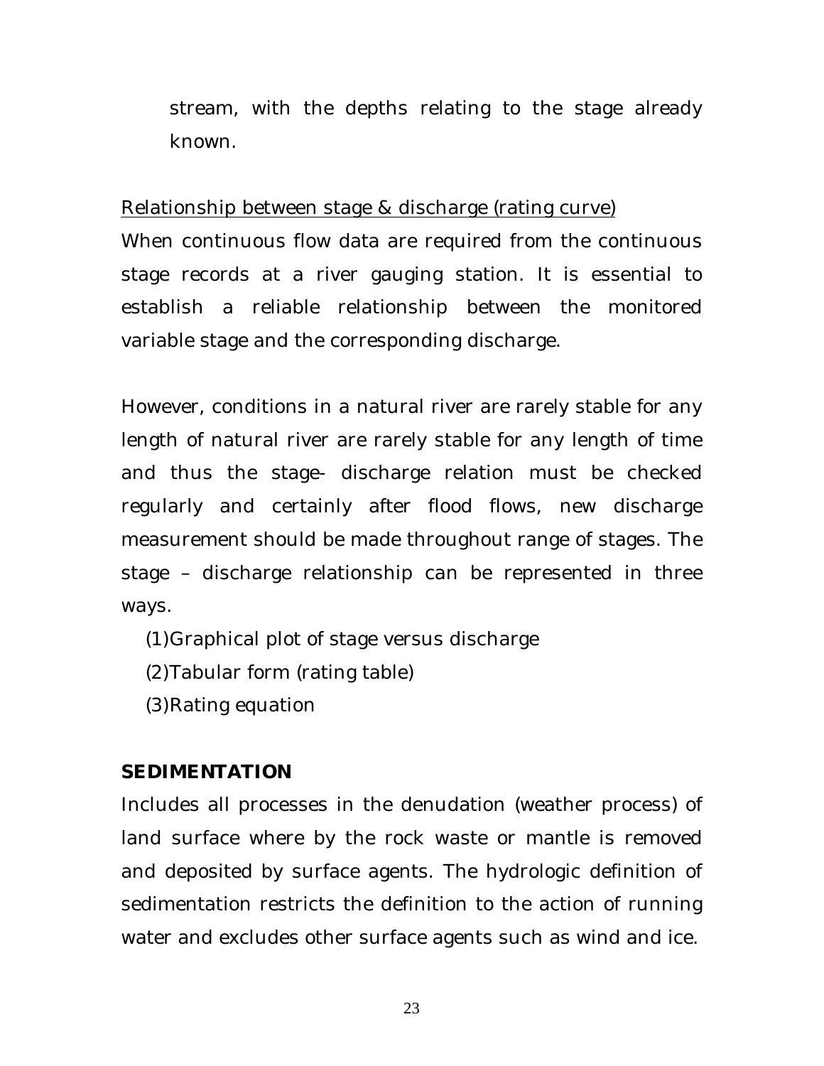stream, with the depths relating to the stage already known.

<u>Relationship between stage & discharge (rating curve)</u>

When continuous flow data are required from the continuous stage records at a river gauging station. It is essential to establish a reliable relationship between the monitored variable stage and the corresponding discharge.

However, conditions in a natural river are rarely stable for any length of natural river are rarely stable for any length of time and thus the stage- discharge relation must be checked regularly and certainly after flood flows, new discharge measurement should be made throughout range of stages. The stage – discharge relationship can be represented in three ways.

(1)Graphical plot of stage versus discharge

(2)Tabular form (rating table)

(3)Rating equation

**SEDIMENTATION**

Includes all processes in the denudation (weather process) of land surface where by the rock waste or mantle is removed and deposited by surface agents. The hydrologic definition of sedimentation restricts the definition to the action of running water and excludes other surface agents such as wind and ice.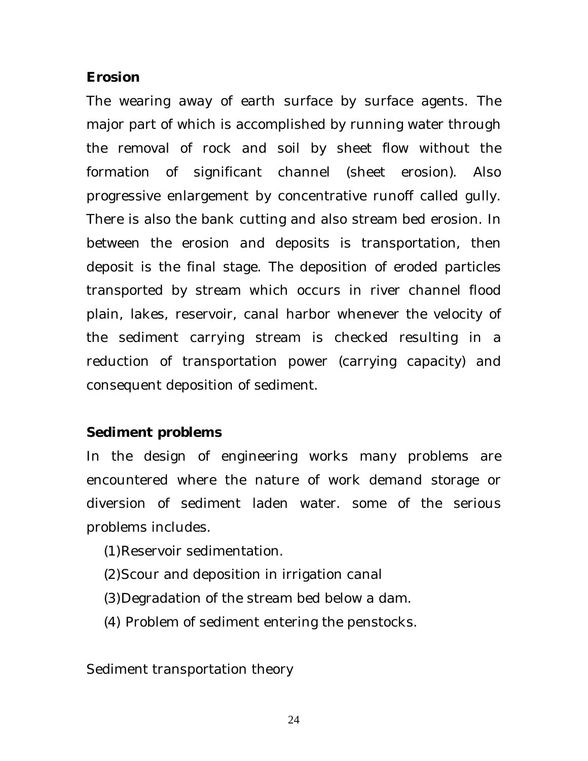**Erosion**

The wearing away of earth surface by surface agents. The major part of which is accomplished by running water through the removal of rock and soil by sheet flow without the formation of significant channel (sheet erosion). Also progressive enlargement by concentrative runoff called gully. There is also the bank cutting and also stream bed erosion. In between the erosion and deposits is transportation, then deposit is the final stage. The deposition of eroded particles transported by stream which occurs in river channel flood plain, lakes, reservoir, canal harbor whenever the velocity of the sediment carrying stream is checked resulting in a reduction of transportation power (carrying capacity) and consequent deposition of sediment.

**Sediment problems**

In the design of engineering works many problems are encountered where the nature of work demand storage or diversion of sediment laden water. some of the serious problems includes.

(1)Reservoir sedimentation.

(2)Scour and deposition in irrigation canal

(3)Degradation of the stream bed below a dam.

(4) Problem of sediment entering the penstocks.

Sediment transportation theory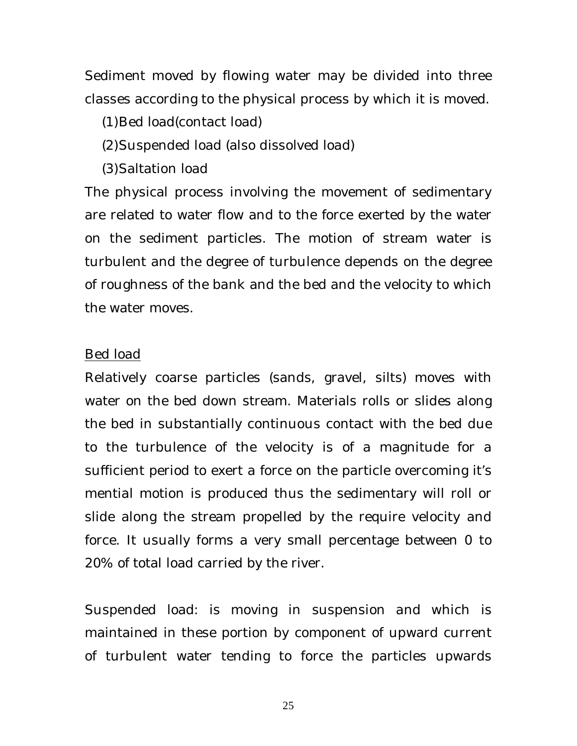Sediment moved by flowing water may be divided into three classes according to the physical process by which it is moved.

(1)Bed load(contact load)

(2)Suspended load (also dissolved load)

(3)Saltation load

The physical process involving the movement of sedimentary are related to water flow and to the force exerted by the water on the sediment particles. The motion of stream water is turbulent and the degree of turbulence depends on the degree of roughness of the bank and the bed and the velocity to which the water moves.

<u>Bed load</u>

Relatively coarse particles (sands, gravel, silts) moves with water on the bed down stream. Materials rolls or slides along the bed in substantially continuous contact with the bed due to the turbulence of the velocity is of a magnitude for a sufficient period to exert a force on the particle overcoming it's mential motion is produced thus the sedimentary will roll or slide along the stream propelled by the require velocity and force. It usually forms a very small percentage between 0 to 20% of total load carried by the river.

Suspended load: is moving in suspension and which is maintained in these portion by component of upward current of turbulent water tending to force the particles upwards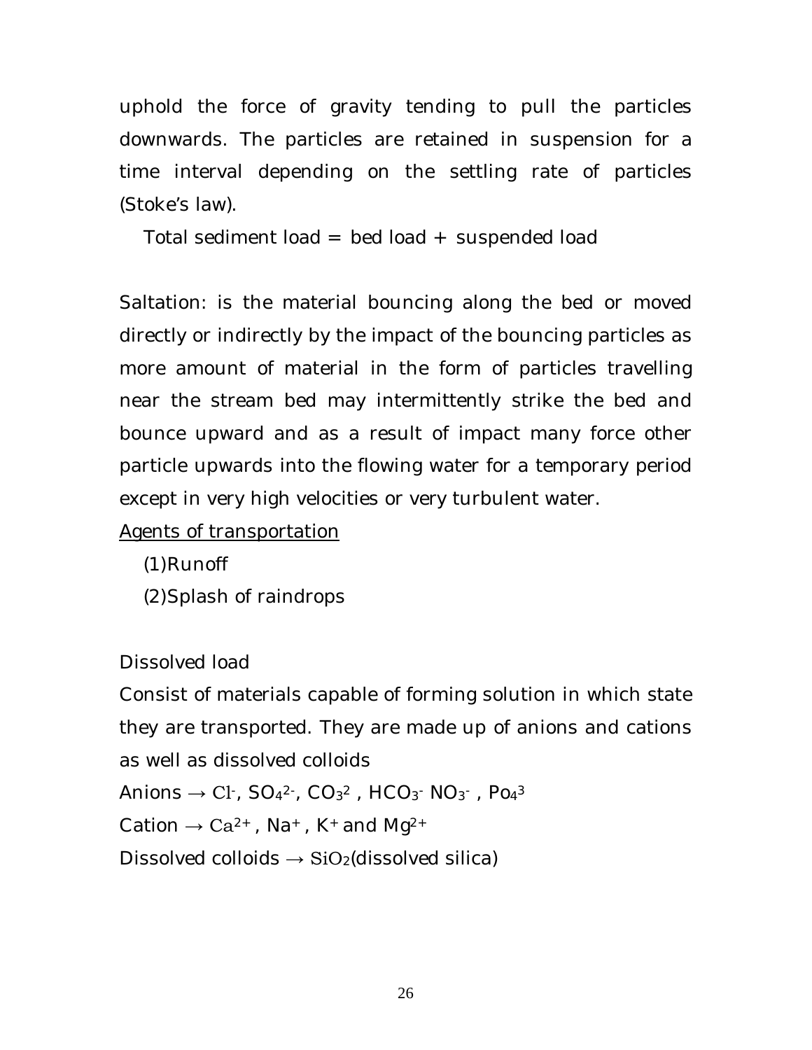uphold the force of gravity tending to pull the particles downwards. The particles are retained in suspension for a time interval depending on the settling rate of particles (Stoke's law).

Total sediment load = bed load + suspended load

Saltation: is the material bouncing along the bed or moved directly or indirectly by the impact of the bouncing particles as more amount of material in the form of particles travelling near the stream bed may intermittently strike the bed and bounce upward and as a result of impact many force other particle upwards into the flowing water for a temporary period except in very high velocities or very turbulent water.

<u>Agents of transportation</u>

(1)Runoff

(2)Splash of raindrops

Dissolved load

Consist of materials capable of forming solution in which state they are transported. They are made up of anions and cations as well as dissolved colloids

Anions → $Cl^-$, $SO_4^{2-}$, $CO_3^{2}$ , $HCO_3^-$ $NO_3^-$ , $Po_4^{3}$

Cation → $Ca^{2+}$ , $Na^+$ , $K^+$ and $Mg^{2+}$

Dissolved colloids → $SiO_2$(dissolved silica)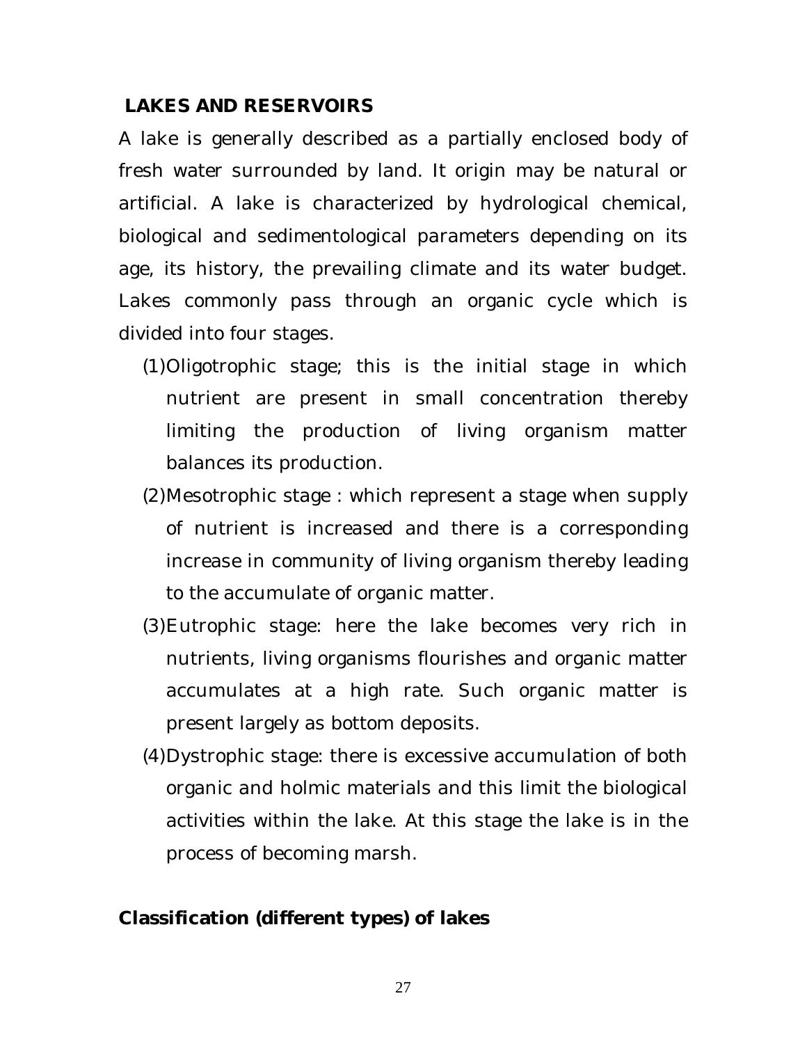## LAKES AND RESERVOIRS

A lake is generally described as a partially enclosed body of fresh water surrounded by land. It origin may be natural or artificial. A lake is characterized by hydrological chemical, biological and sedimentological parameters depending on its age, its history, the prevailing climate and its water budget. Lakes commonly pass through an organic cycle which is divided into four stages.

(1) Oligotrophic stage; this is the initial stage in which nutrient are present in small concentration thereby limiting the production of living organism matter balances its production.

(2) Mesotrophic stage : which represent a stage when supply of nutrient is increased and there is a corresponding increase in community of living organism thereby leading to the accumulate of organic matter.

(3) Eutrophic stage: here the lake becomes very rich in nutrients, living organisms flourishes and organic matter accumulates at a high rate. Such organic matter is present largely as bottom deposits.

(4) Dystrophic stage: there is excessive accumulation of both organic and holmic materials and this limit the biological activities within the lake. At this stage the lake is in the process of becoming marsh.

### Classification (different types) of lakes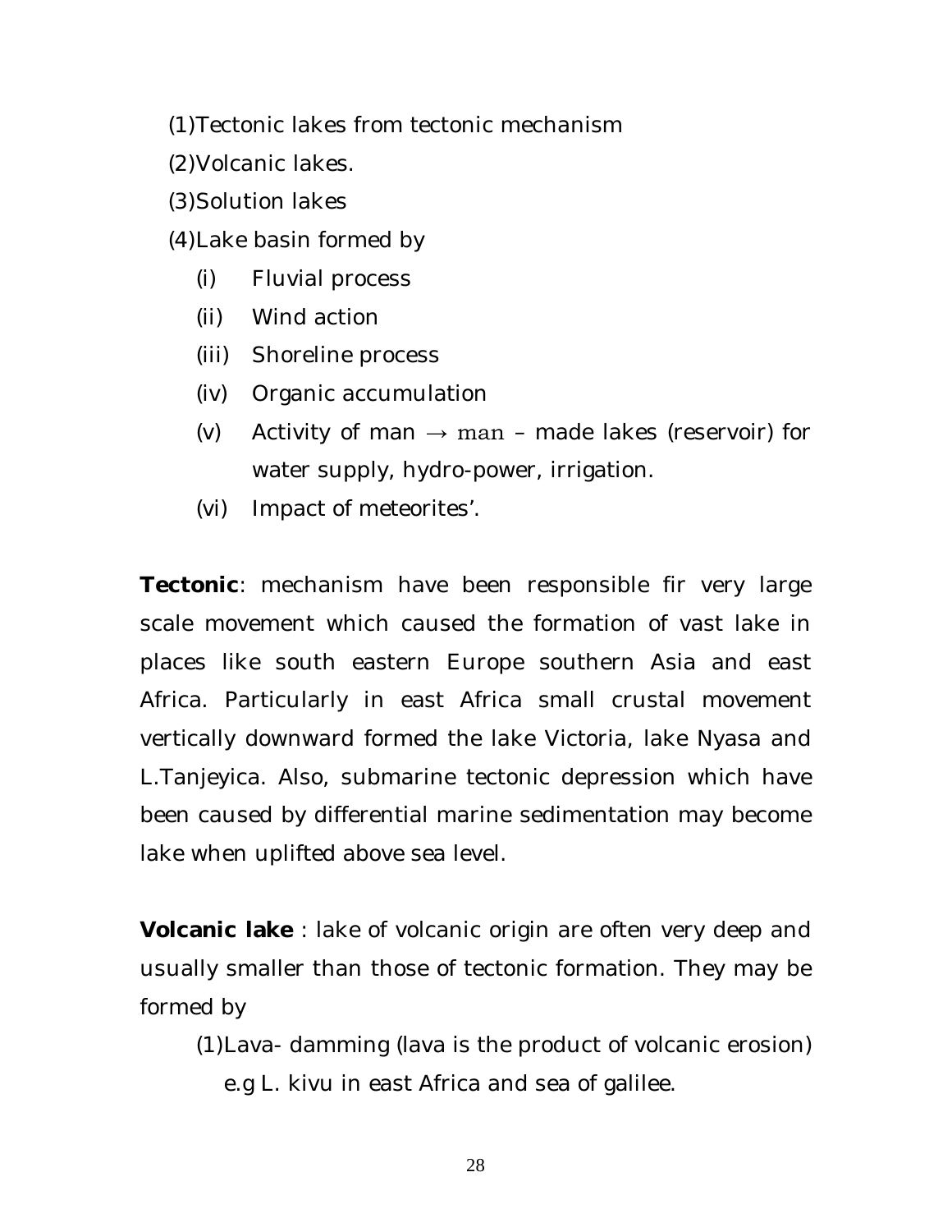(1)Tectonic lakes from tectonic mechanism

(2)Volcanic lakes.

(3)Solution lakes

(4)Lake basin formed by

- (i) Fluvial process
- (ii) Wind action
- (iii) Shoreline process
- (iv) Organic accumulation
- (v) Activity of man → man – made lakes (reservoir) for water supply, hydro-power, irrigation.
- (vi) Impact of meteorites'.

**Tectonic**: mechanism have been responsible fir very large scale movement which caused the formation of vast lake in places like south eastern Europe southern Asia and east Africa. Particularly in east Africa small crustal movement vertically downward formed the lake Victoria, lake Nyasa and L.Tanjeyica. Also, submarine tectonic depression which have been caused by differential marine sedimentation may become lake when uplifted above sea level.

**Volcanic lake** : lake of volcanic origin are often very deep and usually smaller than those of tectonic formation. They may be formed by

(1)Lava- damming (lava is the product of volcanic erosion) e.g L. kivu in east Africa and sea of galilee.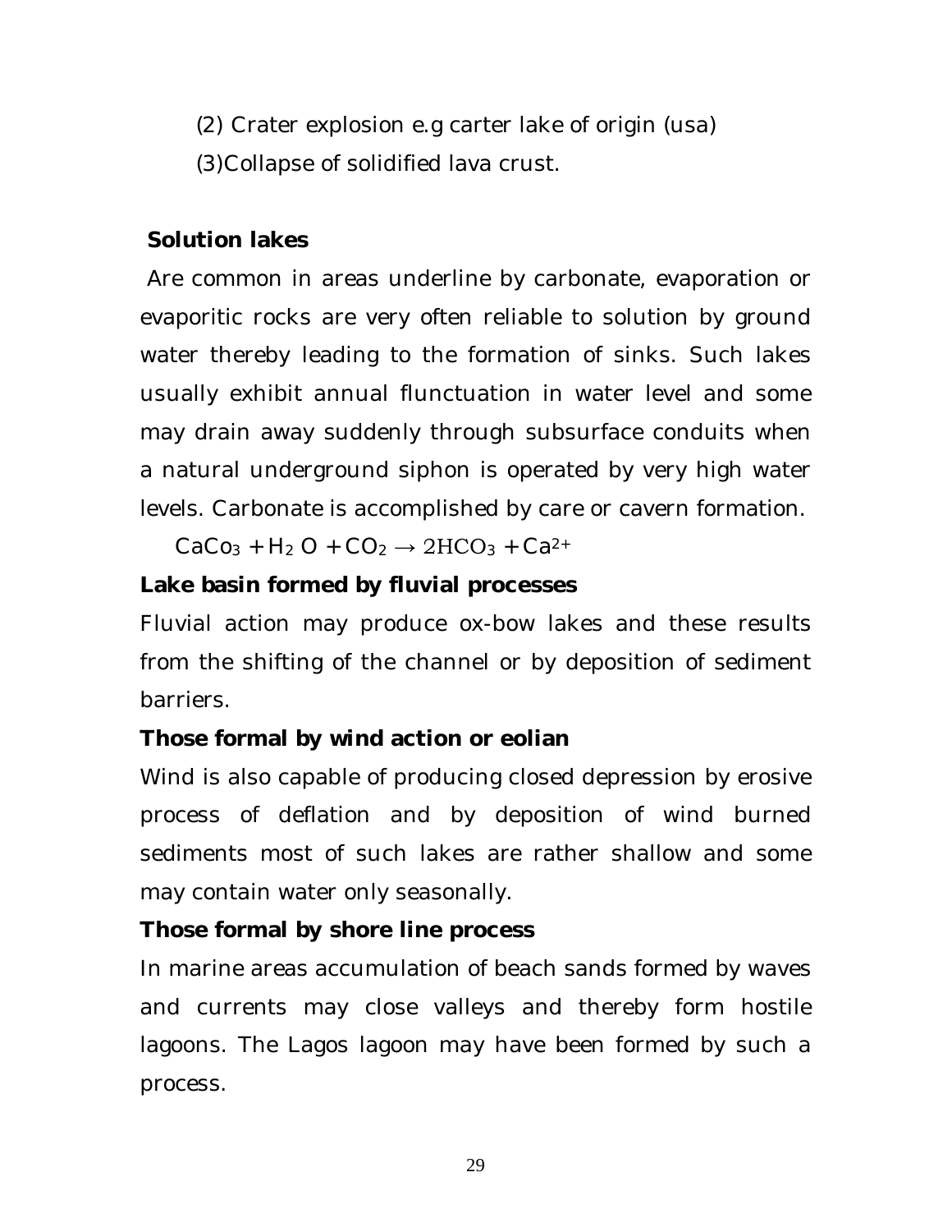(2) Crater explosion e.g carter lake of origin (usa)

(3)Collapse of solidified lava crust.

**Solution lakes**

Are common in areas underline by carbonate, evaporation or evaporitic rocks are very often reliable to solution by ground water thereby leading to the formation of sinks. Such lakes usually exhibit annual flunctuation in water level and some may drain away suddenly through subsurface conduits when a natural underground siphon is operated by very high water levels. Carbonate is accomplished by care or cavern formation.

$$CaCo_3 + H_2O + CO_2 \rightarrow 2HCO_3 + Ca^{2+}$$

**Lake basin formed by fluvial processes**

Fluvial action may produce ox-bow lakes and these results from the shifting of the channel or by deposition of sediment barriers.

**Those formal by wind action or eolian**

Wind is also capable of producing closed depression by erosive process of deflation and by deposition of wind burned sediments most of such lakes are rather shallow and some may contain water only seasonally.

**Those formal by shore line process**

In marine areas accumulation of beach sands formed by waves and currents may close valleys and thereby form hostile lagoons. The Lagos lagoon may have been formed by such a process.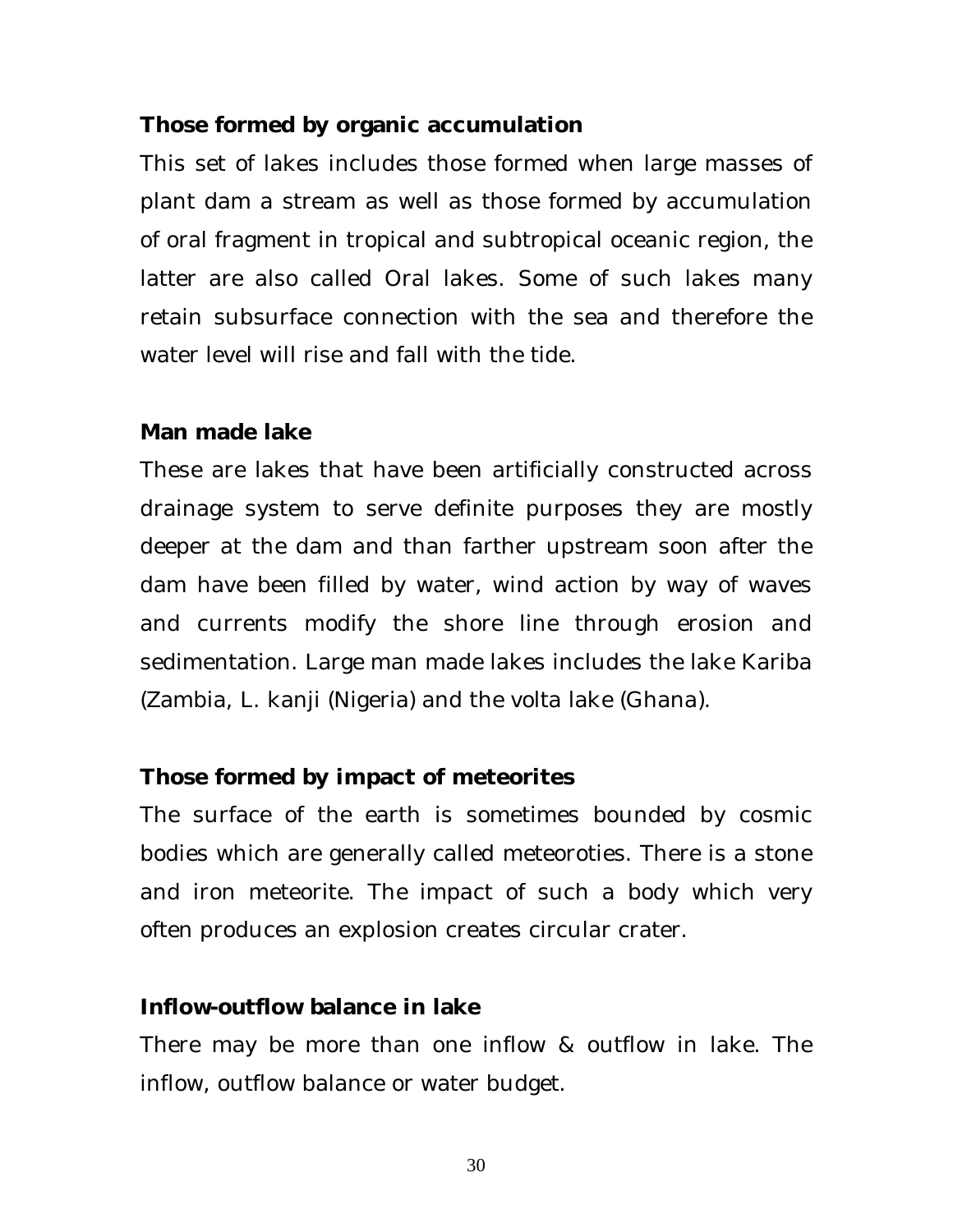**Those formed by organic accumulation**

This set of lakes includes those formed when large masses of plant dam a stream as well as those formed by accumulation of oral fragment in tropical and subtropical oceanic region, the latter are also called Oral lakes. Some of such lakes many retain subsurface connection with the sea and therefore the water level will rise and fall with the tide.

**Man made lake**

These are lakes that have been artificially constructed across drainage system to serve definite purposes they are mostly deeper at the dam and than farther upstream soon after the dam have been filled by water, wind action by way of waves and currents modify the shore line through erosion and sedimentation. Large man made lakes includes the lake Kariba (Zambia, L. kanji (Nigeria) and the volta lake (Ghana).

**Those formed by impact of meteorites**

The surface of the earth is sometimes bounded by cosmic bodies which are generally called meteoroties. There is a stone and iron meteorite. The impact of such a body which very often produces an explosion creates circular crater.

**Inflow-outflow balance in lake**

There may be more than one inflow & outflow in lake. The inflow, outflow balance or water budget.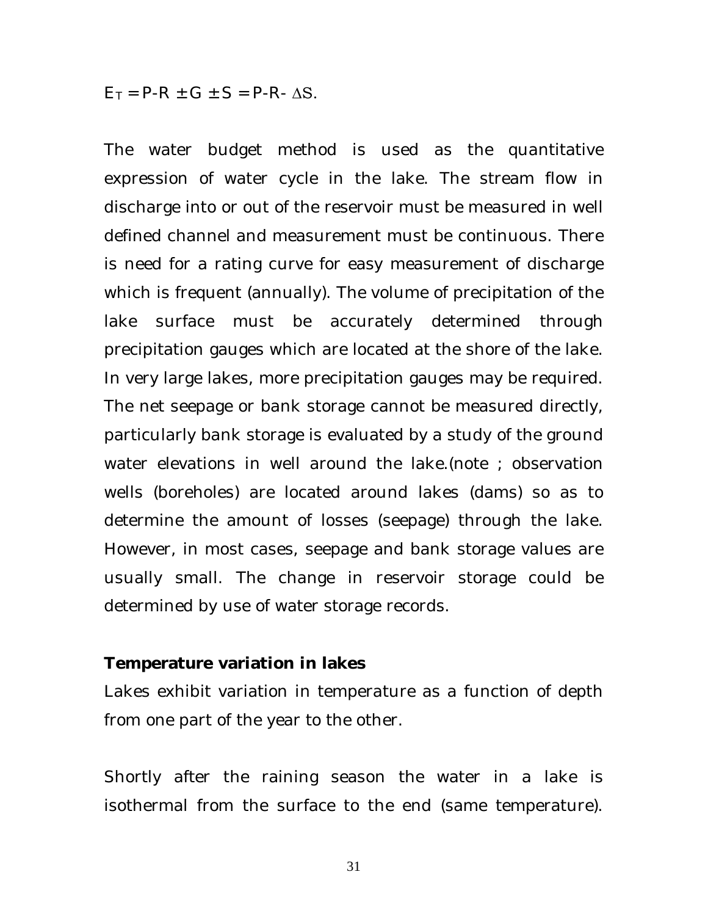$E_T = P - R \pm G \pm S = P - R - \Delta S.$

The water budget method is used as the quantitative expression of water cycle in the lake. The stream flow in discharge into or out of the reservoir must be measured in well defined channel and measurement must be continuous. There is need for a rating curve for easy measurement of discharge which is frequent (annually). The volume of precipitation of the lake surface must be accurately determined through precipitation gauges which are located at the shore of the lake. In very large lakes, more precipitation gauges may be required. The net seepage or bank storage cannot be measured directly, particularly bank storage is evaluated by a study of the ground water elevations in well around the lake.(note ; observation wells (boreholes) are located around lakes (dams) so as to determine the amount of losses (seepage) through the lake. However, in most cases, seepage and bank storage values are usually small. The change in reservoir storage could be determined by use of water storage records.

**Temperature variation in lakes**

Lakes exhibit variation in temperature as a function of depth from one part of the year to the other.

Shortly after the raining season the water in a lake is isothermal from the surface to the end (same temperature).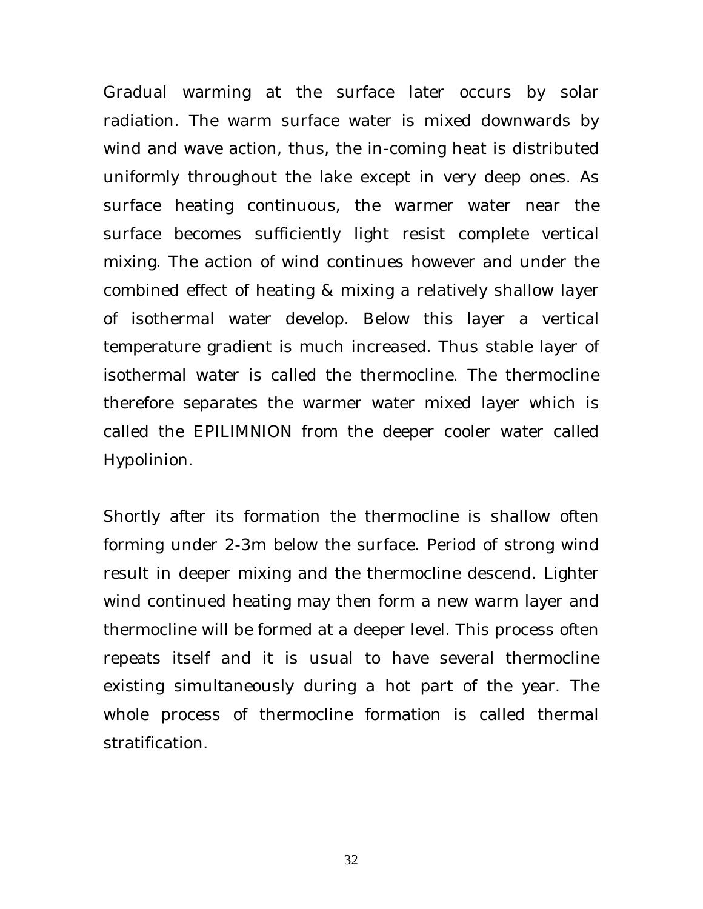Gradual warming at the surface later occurs by solar radiation. The warm surface water is mixed downwards by wind and wave action, thus, the in-coming heat is distributed uniformly throughout the lake except in very deep ones. As surface heating continuous, the warmer water near the surface becomes sufficiently light resist complete vertical mixing. The action of wind continues however and under the combined effect of heating & mixing a relatively shallow layer of isothermal water develop. Below this layer a vertical temperature gradient is much increased. Thus stable layer of isothermal water is called the thermocline. The thermocline therefore separates the warmer water mixed layer which is called the EPILIMNION from the deeper cooler water called Hypolinion.

Shortly after its formation the thermocline is shallow often forming under 2-3m below the surface. Period of strong wind result in deeper mixing and the thermocline descend. Lighter wind continued heating may then form a new warm layer and thermocline will be formed at a deeper level. This process often repeats itself and it is usual to have several thermocline existing simultaneously during a hot part of the year. The whole process of thermocline formation is called thermal stratification.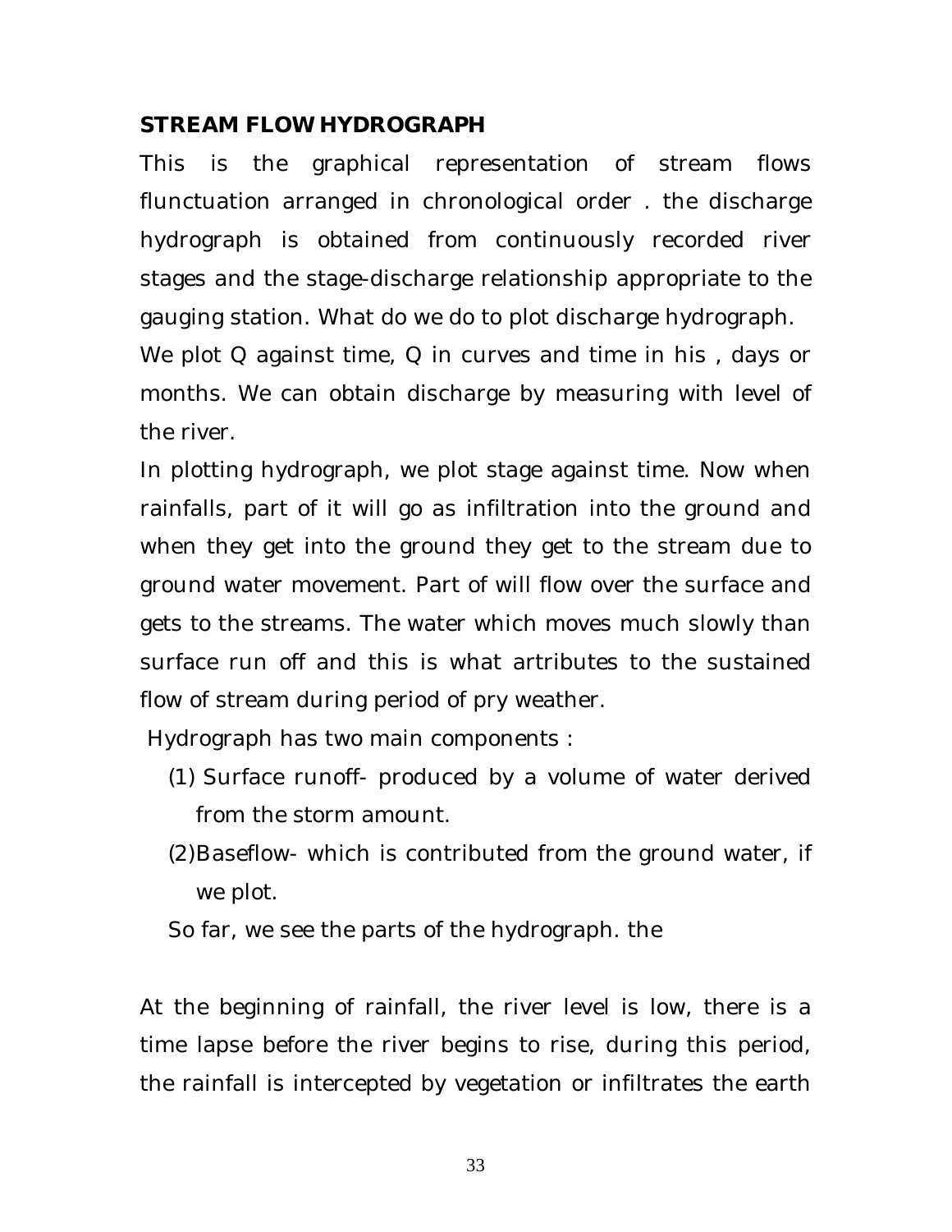**STREAM FLOW HYDROGRAPH**

This is the graphical representation of stream flows flunctuation arranged in chronological order . the discharge hydrograph is obtained from continuously recorded river stages and the stage-discharge relationship appropriate to the gauging station. What do we do to plot discharge hydrograph.

We plot Q against time, Q in curves and time in his , days or months. We can obtain discharge by measuring with level of the river.

In plotting hydrograph, we plot stage against time. Now when rainfalls, part of it will go as infiltration into the ground and when they get into the ground they get to the stream due to ground water movement. Part of will flow over the surface and gets to the streams. The water which moves much slowly than surface run off and this is what artributes to the sustained flow of stream during period of pry weather.

Hydrograph has two main components :

(1) Surface runoff- produced by a volume of water derived from the storm amount.

(2)Baseflow- which is contributed from the ground water, if we plot.

So far, we see the parts of the hydrograph. the

At the beginning of rainfall, the river level is low, there is a time lapse before the river begins to rise, during this period, the rainfall is intercepted by vegetation or infiltrates the earth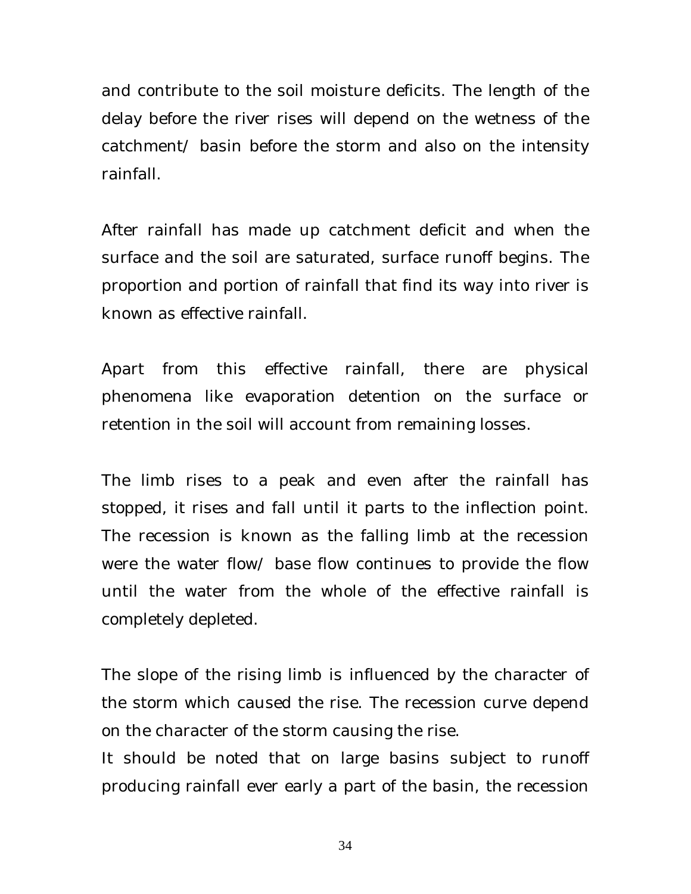and contribute to the soil moisture deficits. The length of the delay before the river rises will depend on the wetness of the catchment/ basin before the storm and also on the intensity rainfall.

After rainfall has made up catchment deficit and when the surface and the soil are saturated, surface runoff begins. The proportion and portion of rainfall that find its way into river is known as effective rainfall.

Apart from this effective rainfall, there are physical phenomena like evaporation detention on the surface or retention in the soil will account from remaining losses.

The limb rises to a peak and even after the rainfall has stopped, it rises and fall until it parts to the inflection point. The recession is known as the falling limb at the recession were the water flow/ base flow continues to provide the flow until the water from the whole of the effective rainfall is completely depleted.

The slope of the rising limb is influenced by the character of the storm which caused the rise. The recession curve depend on the character of the storm causing the rise.
It should be noted that on large basins subject to runoff producing rainfall ever early a part of the basin, the recession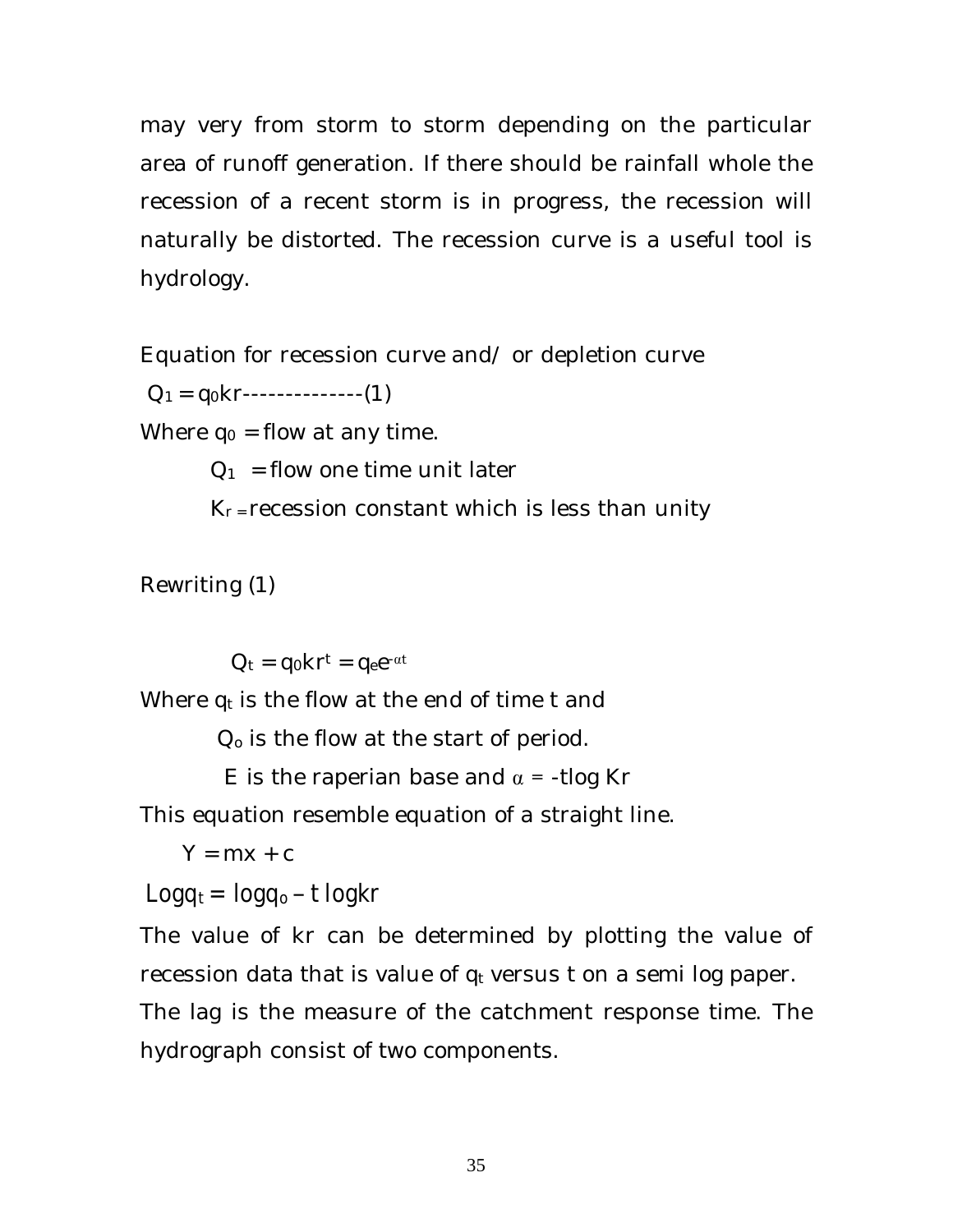may very from storm to storm depending on the particular area of runoff generation. If there should be rainfall whole the recession of a recent storm is in progress, the recession will naturally be distorted. The recession curve is a useful tool is hydrology.

Equation for recession curve and/ or depletion curve

$Q_1 = q_0kr$--------------(1)

Where $q_0$ = flow at any time.

$Q_1$ = flow one time unit later

$K_r$ = recession constant which is less than unity

Rewriting (1)

$$Q_t = q_0kr^t = q_ee^{-\alpha t}$$

Where $q_t$ is the flow at the end of time t and

$Q_o$ is the flow at the start of period.

E is the raperian base and $\alpha$ = -tlog Kr

This equation resemble equation of a straight line.

$$Y = mx + c$$

$$\text{Log}q_t = \log q_o - t \log kr$$

The value of kr can be determined by plotting the value of recession data that is value of $q_t$ versus t on a semi log paper. The lag is the measure of the catchment response time. The hydrograph consist of two components.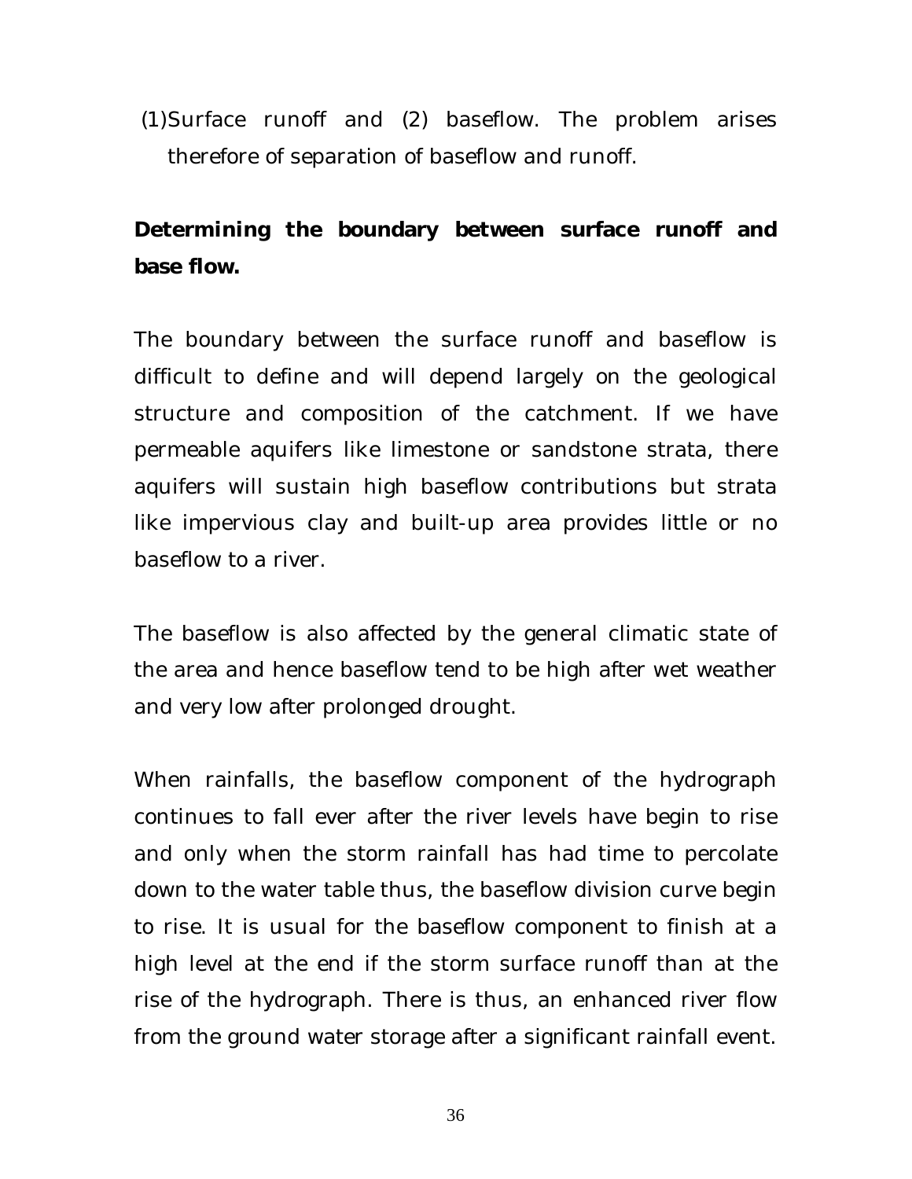(1) Surface runoff and (2) baseflow. The problem arises therefore of separation of baseflow and runoff.

**Determining the boundary between surface runoff and base flow.**

The boundary between the surface runoff and baseflow is difficult to define and will depend largely on the geological structure and composition of the catchment. If we have permeable aquifers like limestone or sandstone strata, there aquifers will sustain high baseflow contributions but strata like impervious clay and built-up area provides little or no baseflow to a river.

The baseflow is also affected by the general climatic state of the area and hence baseflow tend to be high after wet weather and very low after prolonged drought.

When rainfalls, the baseflow component of the hydrograph continues to fall ever after the river levels have begin to rise and only when the storm rainfall has had time to percolate down to the water table thus, the baseflow division curve begin to rise. It is usual for the baseflow component to finish at a high level at the end if the storm surface runoff than at the rise of the hydrograph. There is thus, an enhanced river flow from the ground water storage after a significant rainfall event.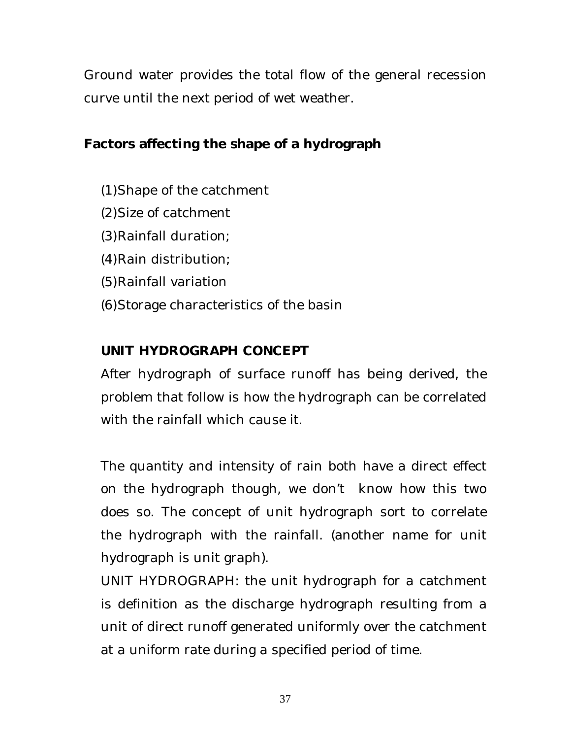Ground water provides the total flow of the general recession curve until the next period of wet weather.

**Factors affecting the shape of a hydrograph**

(1)Shape of the catchment

(2)Size of catchment

(3)Rainfall duration;

(4)Rain distribution;

(5)Rainfall variation

(6)Storage characteristics of the basin

**UNIT HYDROGRAPH CONCEPT**

After hydrograph of surface runoff has being derived, the problem that follow is how the hydrograph can be correlated with the rainfall which cause it.

The quantity and intensity of rain both have a direct effect on the hydrograph though, we don't know how this two does so. The concept of unit hydrograph sort to correlate the hydrograph with the rainfall. (another name for unit hydrograph is unit graph).

UNIT HYDROGRAPH: the unit hydrograph for a catchment is definition as the discharge hydrograph resulting from a unit of direct runoff generated uniformly over the catchment at a uniform rate during a specified period of time.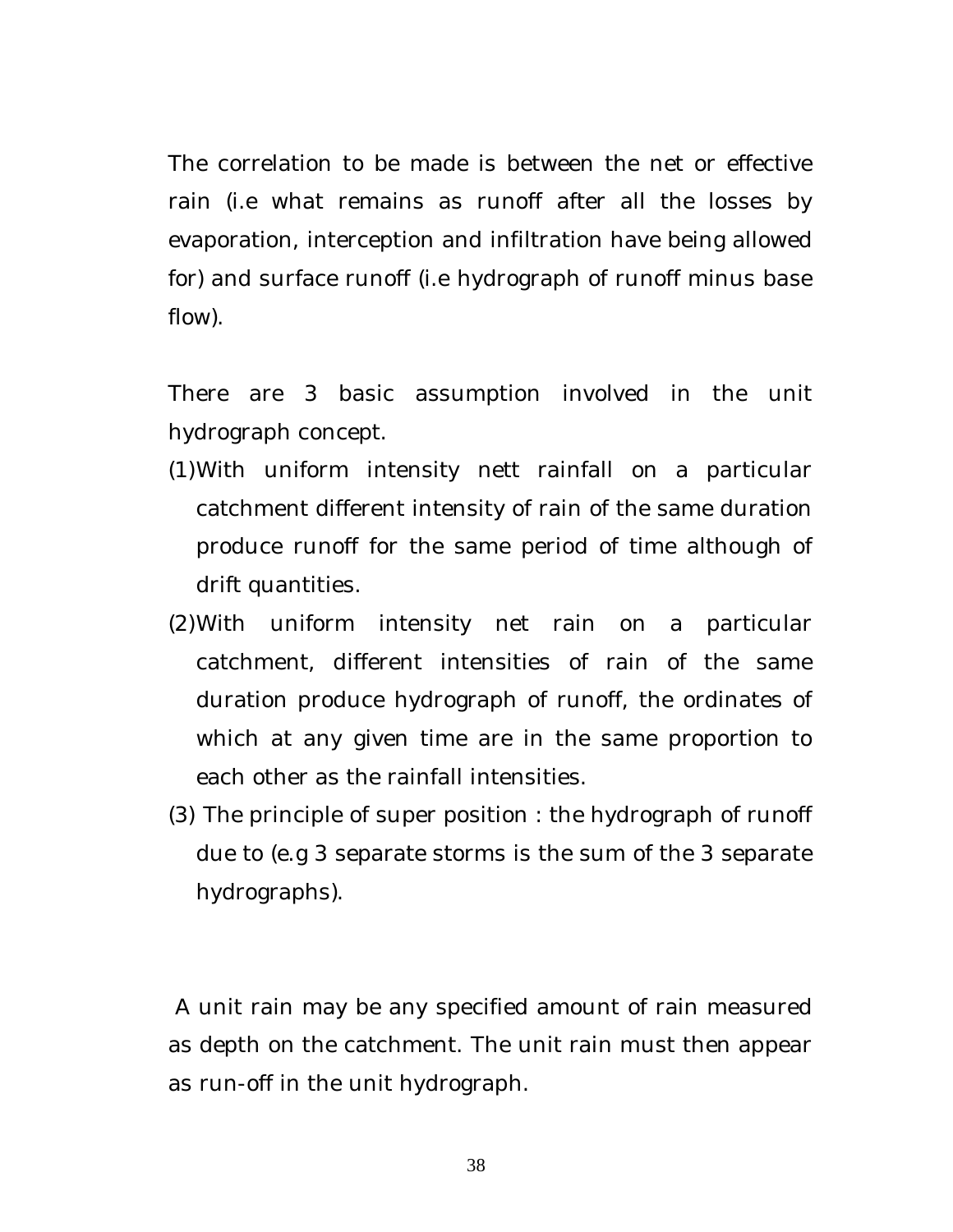The correlation to be made is between the net or effective rain (i.e what remains as runoff after all the losses by evaporation, interception and infiltration have being allowed for) and surface runoff (i.e hydrograph of runoff minus base flow).

There are 3 basic assumption involved in the unit hydrograph concept.

(1) With uniform intensity nett rainfall on a particular catchment different intensity of rain of the same duration produce runoff for the same period of time although of drift quantities.

(2) With uniform intensity net rain on a particular catchment, different intensities of rain of the same duration produce hydrograph of runoff, the ordinates of which at any given time are in the same proportion to each other as the rainfall intensities.

(3) The principle of super position : the hydrograph of runoff due to (e.g 3 separate storms is the sum of the 3 separate hydrographs).

A unit rain may be any specified amount of rain measured as depth on the catchment. The unit rain must then appear as run-off in the unit hydrograph.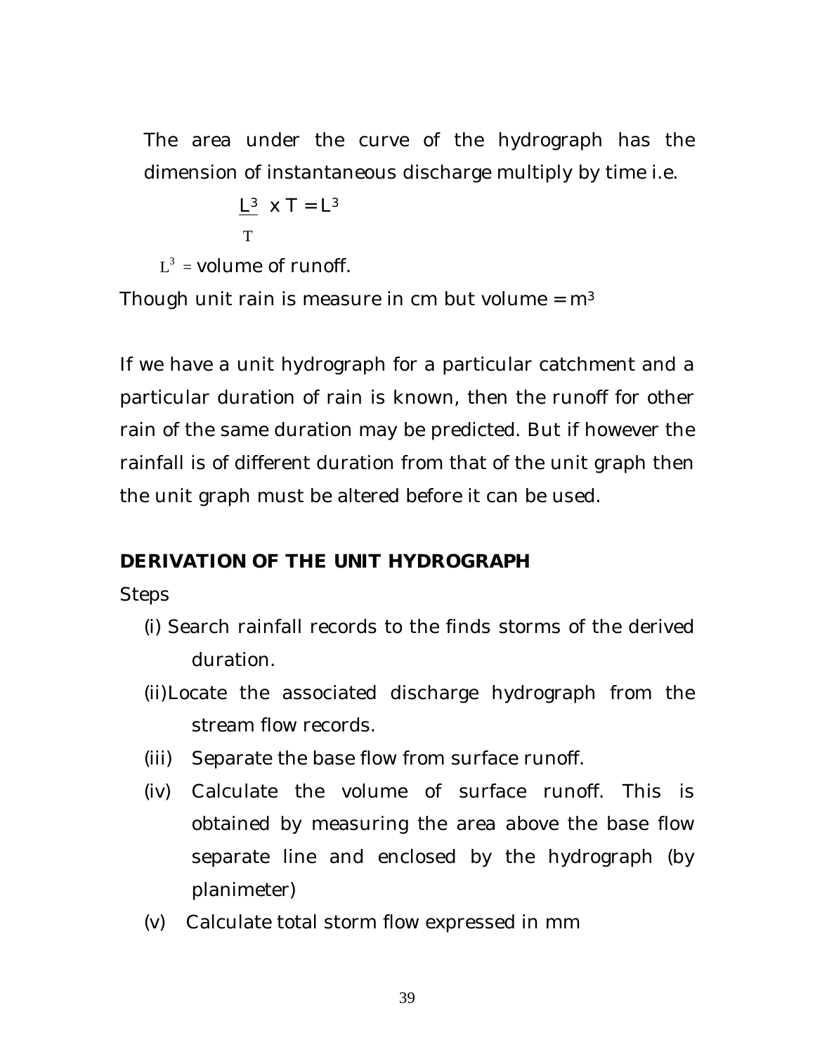The area under the curve of the hydrograph has the dimension of instantaneous discharge multiply by time i.e.

$$\frac{L^3}{T} \times T = L^3$$

$L^3$ = volume of runoff.

Though unit rain is measure in cm but volume = $m^3$

If we have a unit hydrograph for a particular catchment and a particular duration of rain is known, then the runoff for other rain of the same duration may be predicted. But if however the rainfall is of different duration from that of the unit graph then the unit graph must be altered before it can be used.

**DERIVATION OF THE UNIT HYDROGRAPH**

Steps

(i) Search rainfall records to the finds storms of the derived duration.

(ii) Locate the associated discharge hydrograph from the stream flow records.

(iii) Separate the base flow from surface runoff.

(iv) Calculate the volume of surface runoff. This is obtained by measuring the area above the base flow separate line and enclosed by the hydrograph (by planimeter)

(v) Calculate total storm flow expressed in mm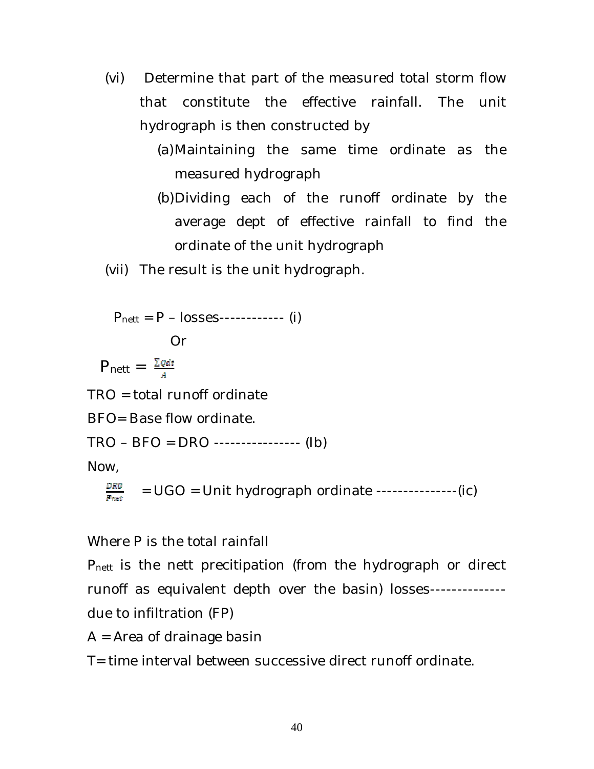(vi) Determine that part of the measured total storm flow that constitute the effective rainfall. The unit hydrograph is then constructed by

   (a) Maintaining the same time ordinate as the measured hydrograph

   (b) Dividing each of the runoff ordinate by the average dept of effective rainfall to find the ordinate of the unit hydrograph

(vii) The result is the unit hydrograph.

$P_{nett}$ = P – losses------------ (i)

Or

$$P_{nett} = \frac{\Sigma Qdt}{A}$$

TRO = total runoff ordinate

BFO= Base flow ordinate.

TRO – BFO = DRO ---------------- (Ib)

Now,

$\frac{DRO}{P_{net}}$ = UGO = Unit hydrograph ordinate ---------------(ic)

Where P is the total rainfall

$P_{nett}$ is the nett precitipation (from the hydrograph or direct runoff as equivalent depth over the basin) losses-------------- due to infiltration (FP)

A = Area of drainage basin

T= time interval between successive direct runoff ordinate.